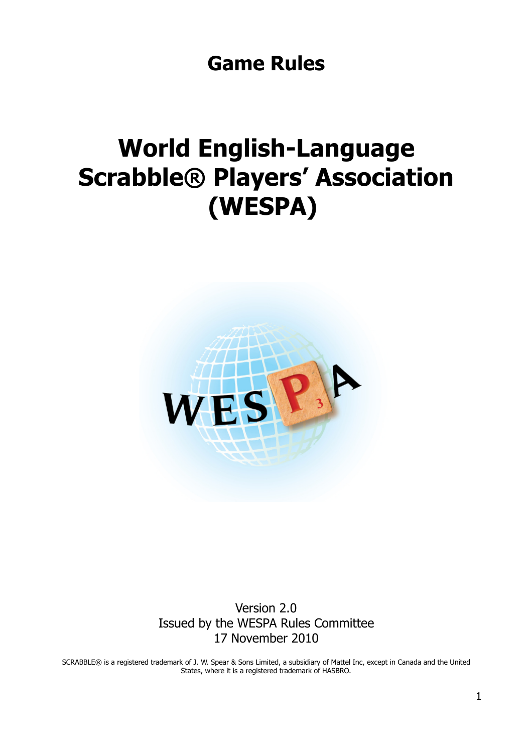# Game Rules

# World English-Language Scrabble® Players' Association (WESPA)

Version 2.0
Issued by the WESPA Rules Committee
17 November 2010

SCRABBLE® is a registered trademark of J. W. Spear & Sons Limited, a subsidiary of Mattel Inc, except in Canada and the United States, where it is a registered trademark of HASBRO.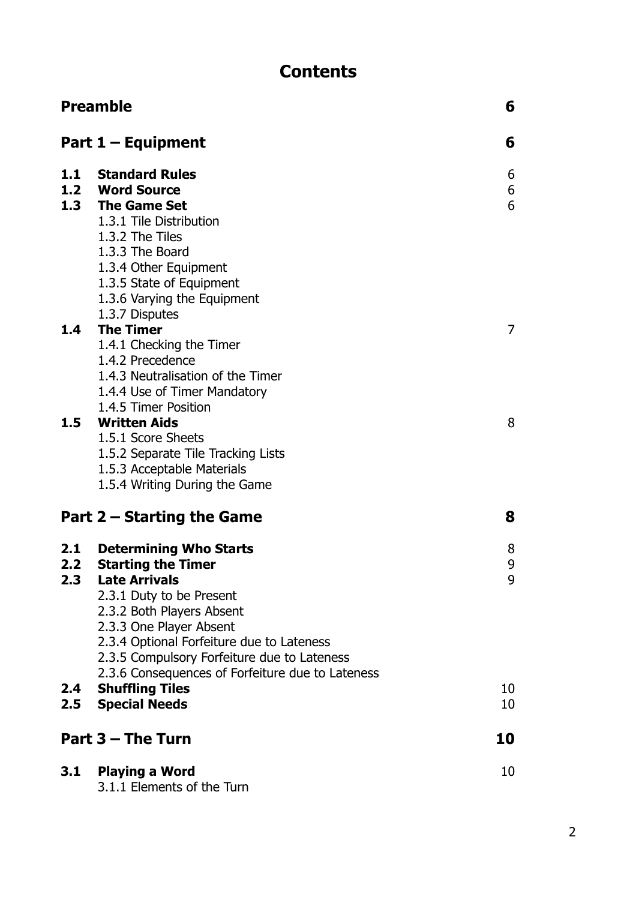# Contents

| | | |
|---|---|---|
| **Preamble** | | **6** |
| **Part 1 – Equipment** | | **6** |
| **1.1** | **Standard Rules** | 6 |
| **1.2** | **Word Source** | 6 |
| **1.3** | **The Game Set** | 6 |
| | 1.3.1 Tile Distribution | |
| | 1.3.2 The Tiles | |
| | 1.3.3 The Board | |
| | 1.3.4 Other Equipment | |
| | 1.3.5 State of Equipment | |
| | 1.3.6 Varying the Equipment | |
| | 1.3.7 Disputes | |
| **1.4** | **The Timer** | 7 |
| | 1.4.1 Checking the Timer | |
| | 1.4.2 Precedence | |
| | 1.4.3 Neutralisation of the Timer | |
| | 1.4.4 Use of Timer Mandatory | |
| | 1.4.5 Timer Position | |
| **1.5** | **Written Aids** | 8 |
| | 1.5.1 Score Sheets | |
| | 1.5.2 Separate Tile Tracking Lists | |
| | 1.5.3 Acceptable Materials | |
| | 1.5.4 Writing During the Game | |
| **Part 2 – Starting the Game** | | **8** |
| **2.1** | **Determining Who Starts** | 8 |
| **2.2** | **Starting the Timer** | 9 |
| **2.3** | **Late Arrivals** | 9 |
| | 2.3.1 Duty to be Present | |
| | 2.3.2 Both Players Absent | |
| | 2.3.3 One Player Absent | |
| | 2.3.4 Optional Forfeiture due to Lateness | |
| | 2.3.5 Compulsory Forfeiture due to Lateness | |
| | 2.3.6 Consequences of Forfeiture due to Lateness | |
| **2.4** | **Shuffling Tiles** | 10 |
| **2.5** | **Special Needs** | 10 |
| **Part 3 – The Turn** | | **10** |
| **3.1** | **Playing a Word** | 10 |
| | 3.1.1 Elements of the Turn | |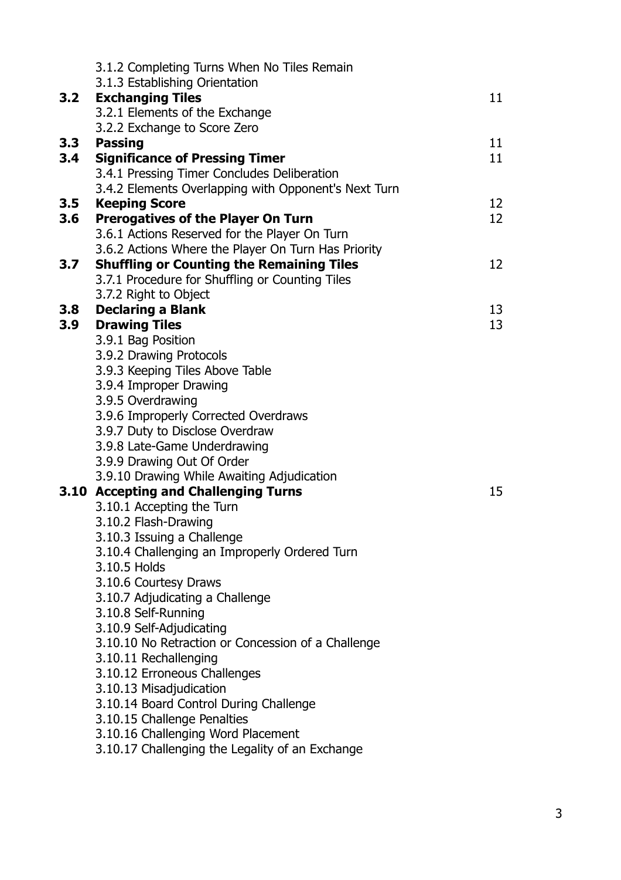| | | |
|---|---|---|
| | 3.1.2 Completing Turns When No Tiles Remain | |
| | 3.1.3 Establishing Orientation | |
| **3.2** | **Exchanging Tiles** | 11 |
| | 3.2.1 Elements of the Exchange | |
| | 3.2.2 Exchange to Score Zero | |
| **3.3** | **Passing** | 11 |
| **3.4** | **Significance of Pressing Timer** | 11 |
| | 3.4.1 Pressing Timer Concludes Deliberation | |
| | 3.4.2 Elements Overlapping with Opponent's Next Turn | |
| **3.5** | **Keeping Score** | 12 |
| **3.6** | **Prerogatives of the Player On Turn** | 12 |
| | 3.6.1 Actions Reserved for the Player On Turn | |
| | 3.6.2 Actions Where the Player On Turn Has Priority | |
| **3.7** | **Shuffling or Counting the Remaining Tiles** | 12 |
| | 3.7.1 Procedure for Shuffling or Counting Tiles | |
| | 3.7.2 Right to Object | |
| **3.8** | **Declaring a Blank** | 13 |
| **3.9** | **Drawing Tiles** | 13 |
| | 3.9.1 Bag Position | |
| | 3.9.2 Drawing Protocols | |
| | 3.9.3 Keeping Tiles Above Table | |
| | 3.9.4 Improper Drawing | |
| | 3.9.5 Overdrawing | |
| | 3.9.6 Improperly Corrected Overdraws | |
| | 3.9.7 Duty to Disclose Overdraw | |
| | 3.9.8 Late-Game Underdrawing | |
| | 3.9.9 Drawing Out Of Order | |
| | 3.9.10 Drawing While Awaiting Adjudication | |
| **3.10** | **Accepting and Challenging Turns** | 15 |
| | 3.10.1 Accepting the Turn | |
| | 3.10.2 Flash-Drawing | |
| | 3.10.3 Issuing a Challenge | |
| | 3.10.4 Challenging an Improperly Ordered Turn | |
| | 3.10.5 Holds | |
| | 3.10.6 Courtesy Draws | |
| | 3.10.7 Adjudicating a Challenge | |
| | 3.10.8 Self-Running | |
| | 3.10.9 Self-Adjudicating | |
| | 3.10.10 No Retraction or Concession of a Challenge | |
| | 3.10.11 Rechallenging | |
| | 3.10.12 Erroneous Challenges | |
| | 3.10.13 Misadjudication | |
| | 3.10.14 Board Control During Challenge | |
| | 3.10.15 Challenge Penalties | |
| | 3.10.16 Challenging Word Placement | |
| | 3.10.17 Challenging the Legality of an Exchange | |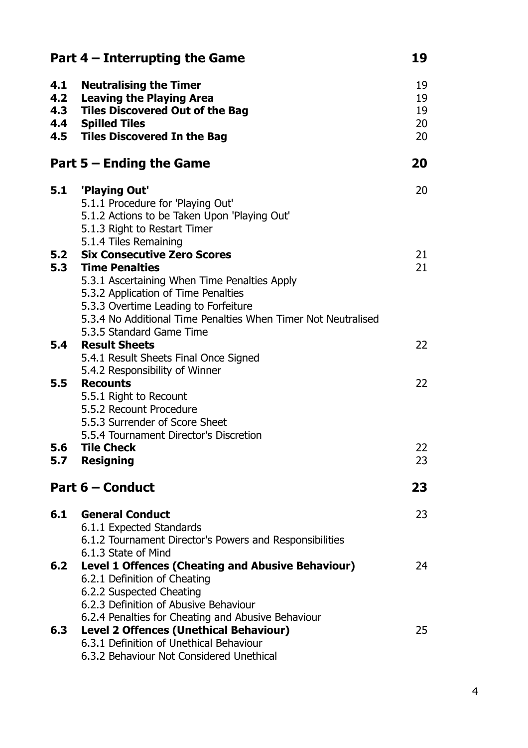| **Part 4 – Interrupting the Game** | | **19** |
|---|---|---|
| **4.1** | **Neutralising the Timer** | 19 |
| **4.2** | **Leaving the Playing Area** | 19 |
| **4.3** | **Tiles Discovered Out of the Bag** | 19 |
| **4.4** | **Spilled Tiles** | 20 |
| **4.5** | **Tiles Discovered In the Bag** | 20 |
| **Part 5 – Ending the Game** | | **20** |
| **5.1** | **'Playing Out'** | 20 |
| | 5.1.1 Procedure for 'Playing Out' | |
| | 5.1.2 Actions to be Taken Upon 'Playing Out' | |
| | 5.1.3 Right to Restart Timer | |
| | 5.1.4 Tiles Remaining | |
| **5.2** | **Six Consecutive Zero Scores** | 21 |
| **5.3** | **Time Penalties** | 21 |
| | 5.3.1 Ascertaining When Time Penalties Apply | |
| | 5.3.2 Application of Time Penalties | |
| | 5.3.3 Overtime Leading to Forfeiture | |
| | 5.3.4 No Additional Time Penalties When Timer Not Neutralised | |
| | 5.3.5 Standard Game Time | |
| **5.4** | **Result Sheets** | 22 |
| | 5.4.1 Result Sheets Final Once Signed | |
| | 5.4.2 Responsibility of Winner | |
| **5.5** | **Recounts** | 22 |
| | 5.5.1 Right to Recount | |
| | 5.5.2 Recount Procedure | |
| | 5.5.3 Surrender of Score Sheet | |
| | 5.5.4 Tournament Director's Discretion | |
| **5.6** | **Tile Check** | 22 |
| **5.7** | **Resigning** | 23 |
| **Part 6 – Conduct** | | **23** |
| **6.1** | **General Conduct** | 23 |
| | 6.1.1 Expected Standards | |
| | 6.1.2 Tournament Director's Powers and Responsibilities | |
| | 6.1.3 State of Mind | |
| **6.2** | **Level 1 Offences (Cheating and Abusive Behaviour)** | 24 |
| | 6.2.1 Definition of Cheating | |
| | 6.2.2 Suspected Cheating | |
| | 6.2.3 Definition of Abusive Behaviour | |
| | 6.2.4 Penalties for Cheating and Abusive Behaviour | |
| **6.3** | **Level 2 Offences (Unethical Behaviour)** | 25 |
| | 6.3.1 Definition of Unethical Behaviour | |
| | 6.3.2 Behaviour Not Considered Unethical | |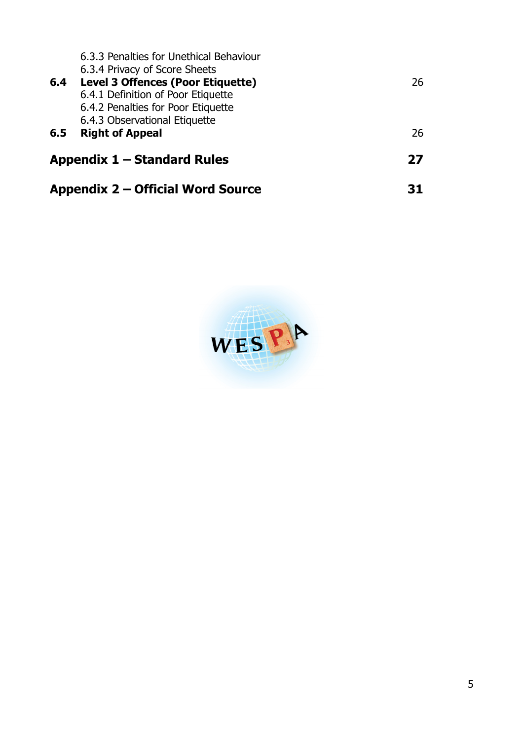6.3.3 Penalties for Unethical Behaviour
6.3.4 Privacy of Score Sheets

**6.4 Level 3 Offences (Poor Etiquette)** 26

6.4.1 Definition of Poor Etiquette
6.4.2 Penalties for Poor Etiquette
6.4.3 Observational Etiquette

**6.5 Right of Appeal** 26

**Appendix 1 – Standard Rules** **27**

**Appendix 2 – Official Word Source** **31**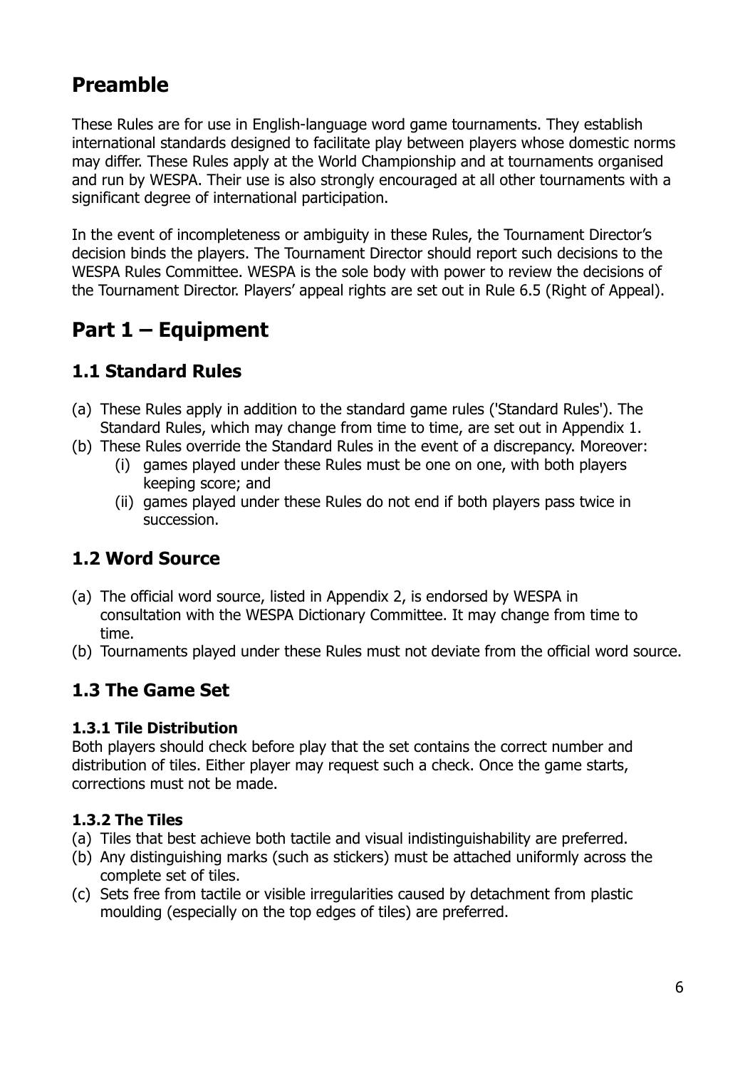# Preamble

These Rules are for use in English-language word game tournaments. They establish international standards designed to facilitate play between players whose domestic norms may differ. These Rules apply at the World Championship and at tournaments organised and run by WESPA. Their use is also strongly encouraged at all other tournaments with a significant degree of international participation.

In the event of incompleteness or ambiguity in these Rules, the Tournament Director's decision binds the players. The Tournament Director should report such decisions to the WESPA Rules Committee. WESPA is the sole body with power to review the decisions of the Tournament Director. Players' appeal rights are set out in Rule 6.5 (Right of Appeal).

# Part 1 – Equipment

## 1.1 Standard Rules

(a) These Rules apply in addition to the standard game rules ('Standard Rules'). The Standard Rules, which may change from time to time, are set out in Appendix 1.

(b) These Rules override the Standard Rules in the event of a discrepancy. Moreover:
   - (i) games played under these Rules must be one on one, with both players keeping score; and
   - (ii) games played under these Rules do not end if both players pass twice in succession.

## 1.2 Word Source

(a) The official word source, listed in Appendix 2, is endorsed by WESPA in consultation with the WESPA Dictionary Committee. It may change from time to time.

(b) Tournaments played under these Rules must not deviate from the official word source.

## 1.3 The Game Set

### 1.3.1 Tile Distribution

Both players should check before play that the set contains the correct number and distribution of tiles. Either player may request such a check. Once the game starts, corrections must not be made.

### 1.3.2 The Tiles

(a) Tiles that best achieve both tactile and visual indistinguishability are preferred.

(b) Any distinguishing marks (such as stickers) must be attached uniformly across the complete set of tiles.

(c) Sets free from tactile or visible irregularities caused by detachment from plastic moulding (especially on the top edges of tiles) are preferred.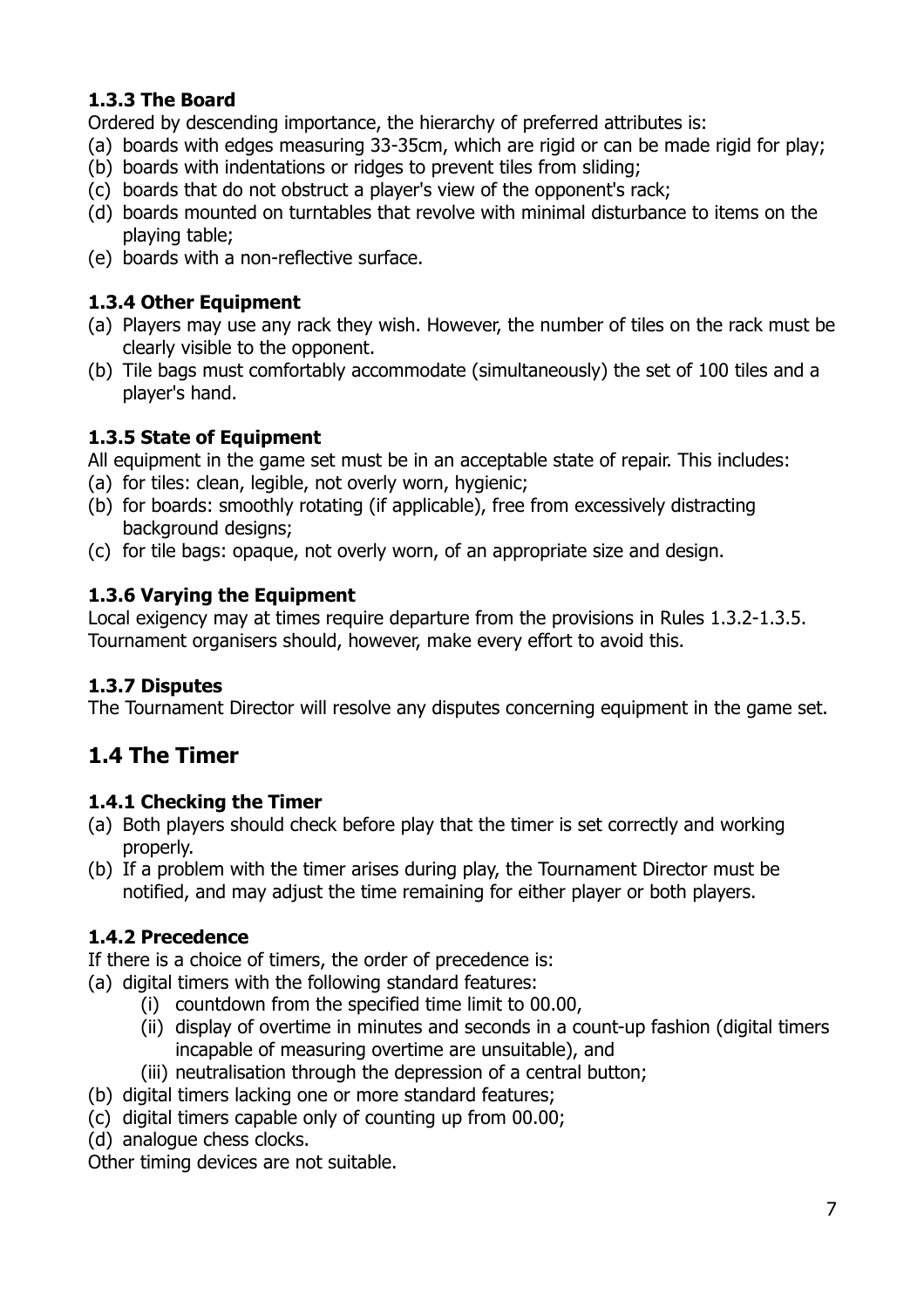### 1.3.3 The Board

Ordered by descending importance, the hierarchy of preferred attributes is:

(a) boards with edges measuring 33-35cm, which are rigid or can be made rigid for play;
(b) boards with indentations or ridges to prevent tiles from sliding;
(c) boards that do not obstruct a player's view of the opponent's rack;
(d) boards mounted on turntables that revolve with minimal disturbance to items on the playing table;
(e) boards with a non-reflective surface.

### 1.3.4 Other Equipment

(a) Players may use any rack they wish. However, the number of tiles on the rack must be clearly visible to the opponent.
(b) Tile bags must comfortably accommodate (simultaneously) the set of 100 tiles and a player's hand.

### 1.3.5 State of Equipment

All equipment in the game set must be in an acceptable state of repair. This includes:

(a) for tiles: clean, legible, not overly worn, hygienic;
(b) for boards: smoothly rotating (if applicable), free from excessively distracting background designs;
(c) for tile bags: opaque, not overly worn, of an appropriate size and design.

### 1.3.6 Varying the Equipment

Local exigency may at times require departure from the provisions in Rules 1.3.2-1.3.5. Tournament organisers should, however, make every effort to avoid this.

### 1.3.7 Disputes

The Tournament Director will resolve any disputes concerning equipment in the game set.

## 1.4 The Timer

### 1.4.1 Checking the Timer

(a) Both players should check before play that the timer is set correctly and working properly.
(b) If a problem with the timer arises during play, the Tournament Director must be notified, and may adjust the time remaining for either player or both players.

### 1.4.2 Precedence

If there is a choice of timers, the order of precedence is:

(a) digital timers with the following standard features:
    (i) countdown from the specified time limit to 00.00,
    (ii) display of overtime in minutes and seconds in a count-up fashion (digital timers incapable of measuring overtime are unsuitable), and
    (iii) neutralisation through the depression of a central button;
(b) digital timers lacking one or more standard features;
(c) digital timers capable only of counting up from 00.00;
(d) analogue chess clocks.

Other timing devices are not suitable.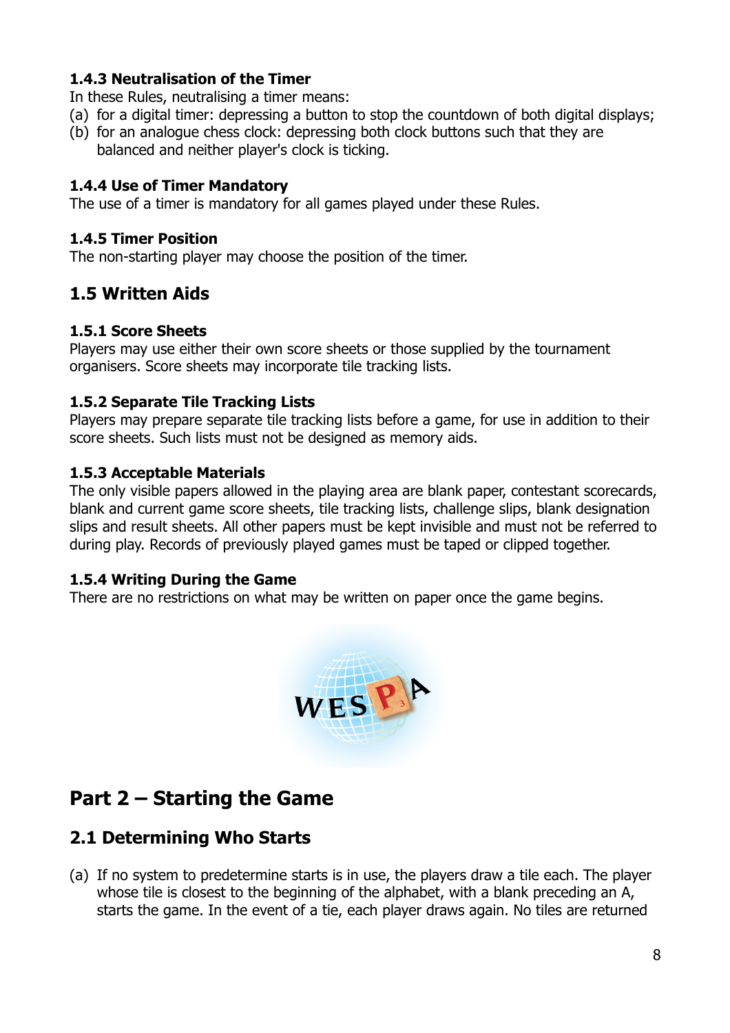#### 1.4.3 Neutralisation of the Timer

In these Rules, neutralising a timer means:

(a) for a digital timer: depressing a button to stop the countdown of both digital displays;
(b) for an analogue chess clock: depressing both clock buttons such that they are balanced and neither player's clock is ticking.

#### 1.4.4 Use of Timer Mandatory

The use of a timer is mandatory for all games played under these Rules.

#### 1.4.5 Timer Position

The non-starting player may choose the position of the timer.

### 1.5 Written Aids

#### 1.5.1 Score Sheets

Players may use either their own score sheets or those supplied by the tournament organisers. Score sheets may incorporate tile tracking lists.

#### 1.5.2 Separate Tile Tracking Lists

Players may prepare separate tile tracking lists before a game, for use in addition to their score sheets. Such lists must not be designed as memory aids.

#### 1.5.3 Acceptable Materials

The only visible papers allowed in the playing area are blank paper, contestant scorecards, blank and current game score sheets, tile tracking lists, challenge slips, blank designation slips and result sheets. All other papers must be kept invisible and must not be referred to during play. Records of previously played games must be taped or clipped together.

#### 1.5.4 Writing During the Game

There are no restrictions on what may be written on paper once the game begins.

## Part 2 – Starting the Game

### 2.1 Determining Who Starts

(a) If no system to predetermine starts is in use, the players draw a tile each. The player whose tile is closest to the beginning of the alphabet, with a blank preceding an A, starts the game. In the event of a tie, each player draws again. No tiles are returned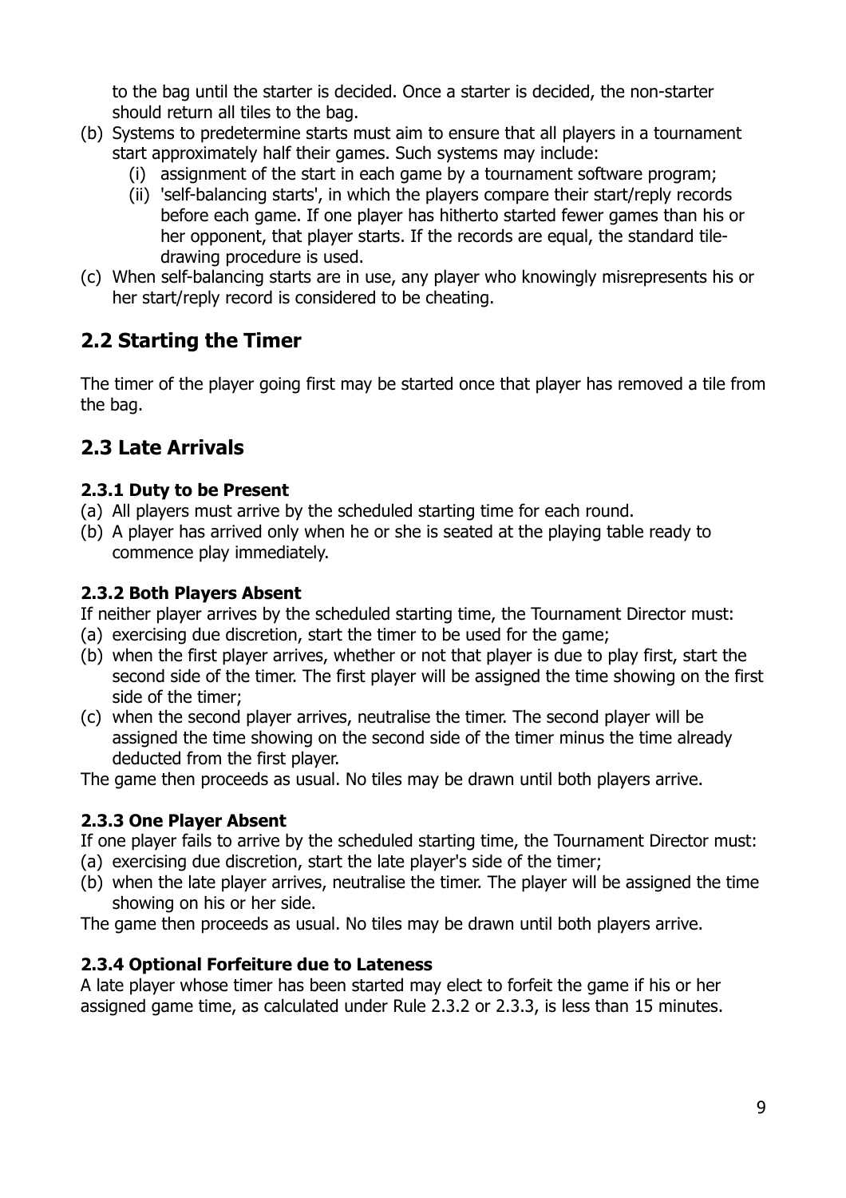to the bag until the starter is decided. Once a starter is decided, the non-starter should return all tiles to the bag.

(b) Systems to predetermine starts must aim to ensure that all players in a tournament start approximately half their games. Such systems may include:
  (i) assignment of the start in each game by a tournament software program;
  (ii) 'self-balancing starts', in which the players compare their start/reply records before each game. If one player has hitherto started fewer games than his or her opponent, that player starts. If the records are equal, the standard tile-drawing procedure is used.

(c) When self-balancing starts are in use, any player who knowingly misrepresents his or her start/reply record is considered to be cheating.

## 2.2 Starting the Timer

The timer of the player going first may be started once that player has removed a tile from the bag.

## 2.3 Late Arrivals

### 2.3.1 Duty to be Present

(a) All players must arrive by the scheduled starting time for each round.

(b) A player has arrived only when he or she is seated at the playing table ready to commence play immediately.

### 2.3.2 Both Players Absent

If neither player arrives by the scheduled starting time, the Tournament Director must:

(a) exercising due discretion, start the timer to be used for the game;

(b) when the first player arrives, whether or not that player is due to play first, start the second side of the timer. The first player will be assigned the time showing on the first side of the timer;

(c) when the second player arrives, neutralise the timer. The second player will be assigned the time showing on the second side of the timer minus the time already deducted from the first player.

The game then proceeds as usual. No tiles may be drawn until both players arrive.

### 2.3.3 One Player Absent

If one player fails to arrive by the scheduled starting time, the Tournament Director must:

(a) exercising due discretion, start the late player's side of the timer;

(b) when the late player arrives, neutralise the timer. The player will be assigned the time showing on his or her side.

The game then proceeds as usual. No tiles may be drawn until both players arrive.

### 2.3.4 Optional Forfeiture due to Lateness

A late player whose timer has been started may elect to forfeit the game if his or her assigned game time, as calculated under Rule 2.3.2 or 2.3.3, is less than 15 minutes.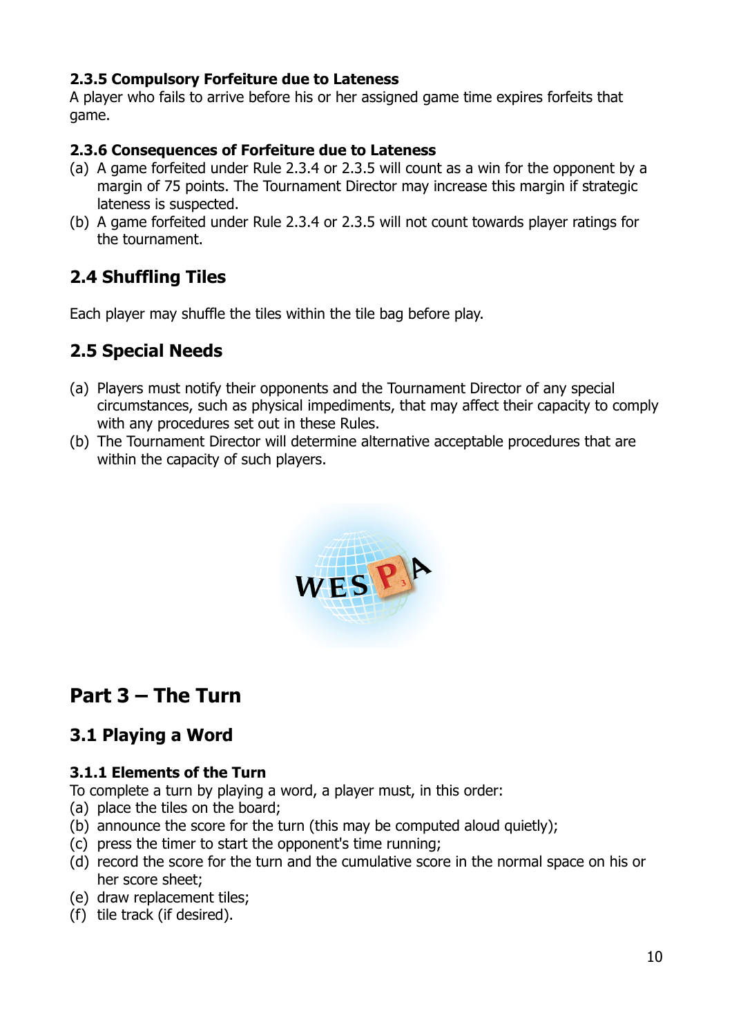#### 2.3.5 Compulsory Forfeiture due to Lateness

A player who fails to arrive before his or her assigned game time expires forfeits that game.

#### 2.3.6 Consequences of Forfeiture due to Lateness

(a) A game forfeited under Rule 2.3.4 or 2.3.5 will count as a win for the opponent by a margin of 75 points. The Tournament Director may increase this margin if strategic lateness is suspected.

(b) A game forfeited under Rule 2.3.4 or 2.3.5 will not count towards player ratings for the tournament.

### 2.4 Shuffling Tiles

Each player may shuffle the tiles within the tile bag before play.

### 2.5 Special Needs

(a) Players must notify their opponents and the Tournament Director of any special circumstances, such as physical impediments, that may affect their capacity to comply with any procedures set out in these Rules.

(b) The Tournament Director will determine alternative acceptable procedures that are within the capacity of such players.

## Part 3 – The Turn

### 3.1 Playing a Word

#### 3.1.1 Elements of the Turn

To complete a turn by playing a word, a player must, in this order:

(a) place the tiles on the board;

(b) announce the score for the turn (this may be computed aloud quietly);

(c) press the timer to start the opponent's time running;

(d) record the score for the turn and the cumulative score in the normal space on his or her score sheet;

(e) draw replacement tiles;

(f) tile track (if desired).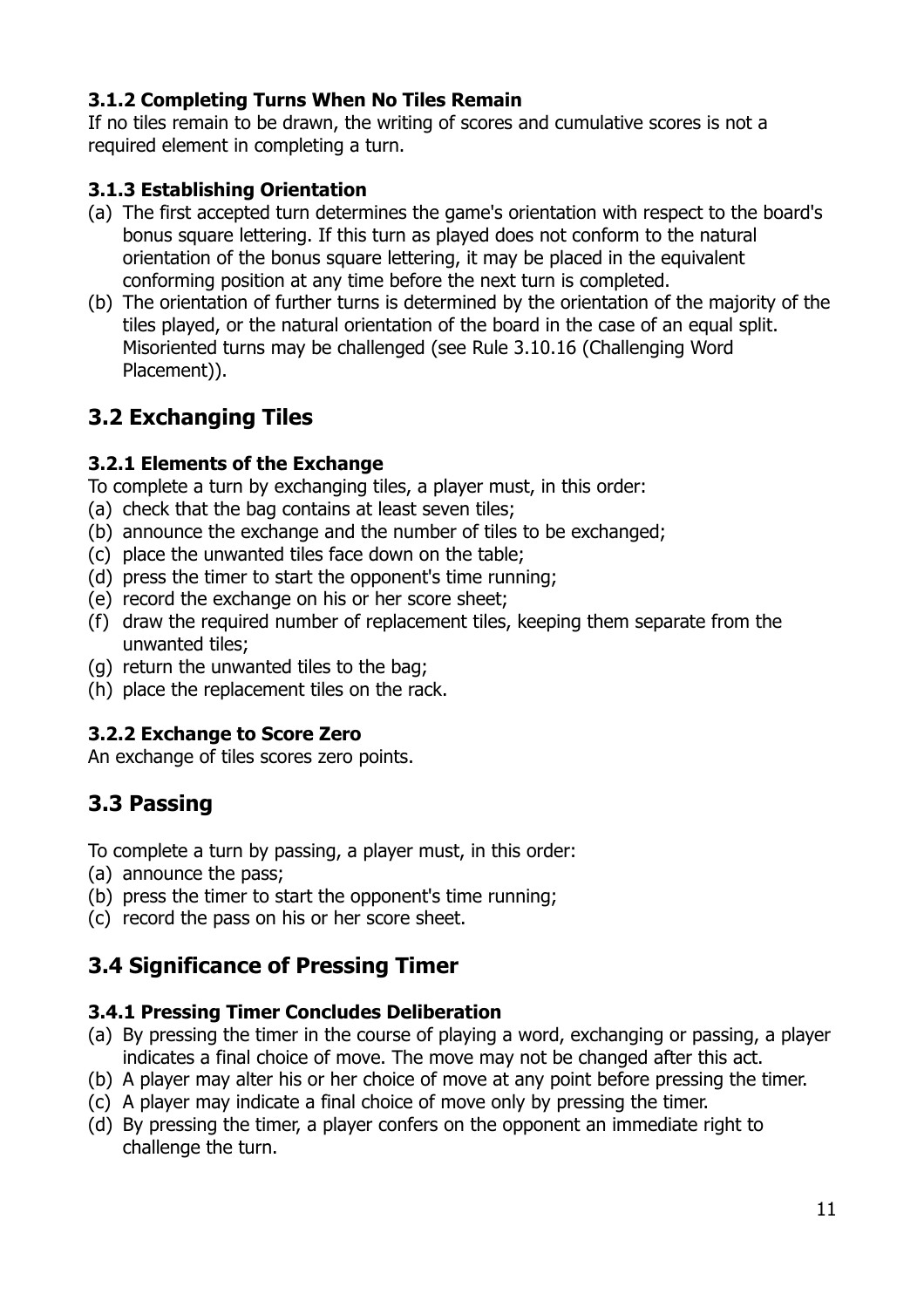### 3.1.2 Completing Turns When No Tiles Remain

If no tiles remain to be drawn, the writing of scores and cumulative scores is not a required element in completing a turn.

### 3.1.3 Establishing Orientation

(a) The first accepted turn determines the game's orientation with respect to the board's bonus square lettering. If this turn as played does not conform to the natural orientation of the bonus square lettering, it may be placed in the equivalent conforming position at any time before the next turn is completed.

(b) The orientation of further turns is determined by the orientation of the majority of the tiles played, or the natural orientation of the board in the case of an equal split. Misoriented turns may be challenged (see Rule 3.10.16 (Challenging Word Placement)).

## 3.2 Exchanging Tiles

### 3.2.1 Elements of the Exchange

To complete a turn by exchanging tiles, a player must, in this order:

(a) check that the bag contains at least seven tiles;
(b) announce the exchange and the number of tiles to be exchanged;
(c) place the unwanted tiles face down on the table;
(d) press the timer to start the opponent's time running;
(e) record the exchange on his or her score sheet;
(f) draw the required number of replacement tiles, keeping them separate from the unwanted tiles;
(g) return the unwanted tiles to the bag;
(h) place the replacement tiles on the rack.

### 3.2.2 Exchange to Score Zero

An exchange of tiles scores zero points.

## 3.3 Passing

To complete a turn by passing, a player must, in this order:

(a) announce the pass;
(b) press the timer to start the opponent's time running;
(c) record the pass on his or her score sheet.

## 3.4 Significance of Pressing Timer

### 3.4.1 Pressing Timer Concludes Deliberation

(a) By pressing the timer in the course of playing a word, exchanging or passing, a player indicates a final choice of move. The move may not be changed after this act.
(b) A player may alter his or her choice of move at any point before pressing the timer.
(c) A player may indicate a final choice of move only by pressing the timer.
(d) By pressing the timer, a player confers on the opponent an immediate right to challenge the turn.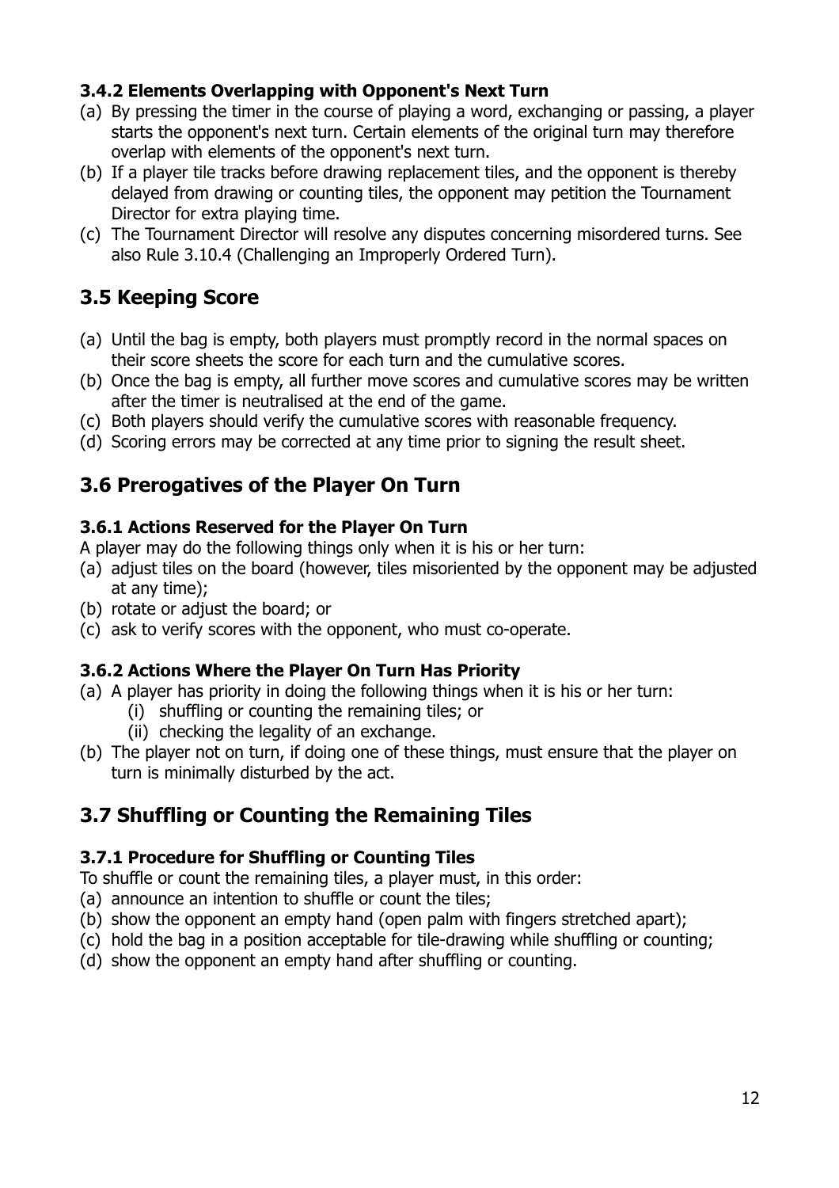### 3.4.2 Elements Overlapping with Opponent's Next Turn

(a) By pressing the timer in the course of playing a word, exchanging or passing, a player starts the opponent's next turn. Certain elements of the original turn may therefore overlap with elements of the opponent's next turn.
(b) If a player tile tracks before drawing replacement tiles, and the opponent is thereby delayed from drawing or counting tiles, the opponent may petition the Tournament Director for extra playing time.
(c) The Tournament Director will resolve any disputes concerning misordered turns. See also Rule 3.10.4 (Challenging an Improperly Ordered Turn).

## 3.5 Keeping Score

(a) Until the bag is empty, both players must promptly record in the normal spaces on their score sheets the score for each turn and the cumulative scores.
(b) Once the bag is empty, all further move scores and cumulative scores may be written after the timer is neutralised at the end of the game.
(c) Both players should verify the cumulative scores with reasonable frequency.
(d) Scoring errors may be corrected at any time prior to signing the result sheet.

## 3.6 Prerogatives of the Player On Turn

### 3.6.1 Actions Reserved for the Player On Turn

A player may do the following things only when it is his or her turn:

(a) adjust tiles on the board (however, tiles misoriented by the opponent may be adjusted at any time);
(b) rotate or adjust the board; or
(c) ask to verify scores with the opponent, who must co-operate.

### 3.6.2 Actions Where the Player On Turn Has Priority

(a) A player has priority in doing the following things when it is his or her turn:
    (i) shuffling or counting the remaining tiles; or
    (ii) checking the legality of an exchange.
(b) The player not on turn, if doing one of these things, must ensure that the player on turn is minimally disturbed by the act.

## 3.7 Shuffling or Counting the Remaining Tiles

### 3.7.1 Procedure for Shuffling or Counting Tiles

To shuffle or count the remaining tiles, a player must, in this order:

(a) announce an intention to shuffle or count the tiles;
(b) show the opponent an empty hand (open palm with fingers stretched apart);
(c) hold the bag in a position acceptable for tile-drawing while shuffling or counting;
(d) show the opponent an empty hand after shuffling or counting.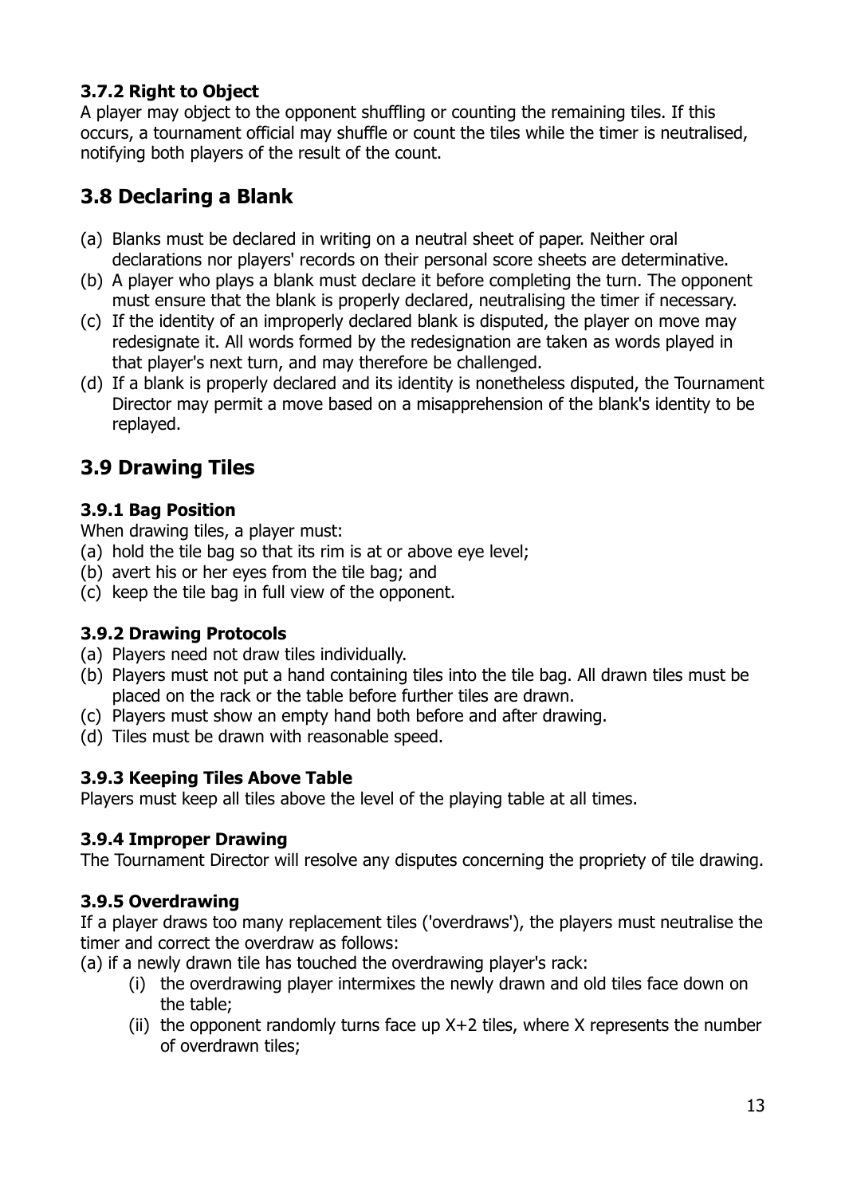### 3.7.2 Right to Object

A player may object to the opponent shuffling or counting the remaining tiles. If this occurs, a tournament official may shuffle or count the tiles while the timer is neutralised, notifying both players of the result of the count.

## 3.8 Declaring a Blank

(a) Blanks must be declared in writing on a neutral sheet of paper. Neither oral declarations nor players' records on their personal score sheets are determinative.
(b) A player who plays a blank must declare it before completing the turn. The opponent must ensure that the blank is properly declared, neutralising the timer if necessary.
(c) If the identity of an improperly declared blank is disputed, the player on move may redesignate it. All words formed by the redesignation are taken as words played in that player's next turn, and may therefore be challenged.
(d) If a blank is properly declared and its identity is nonetheless disputed, the Tournament Director may permit a move based on a misapprehension of the blank's identity to be replayed.

## 3.9 Drawing Tiles

### 3.9.1 Bag Position

When drawing tiles, a player must:
(a) hold the tile bag so that its rim is at or above eye level;
(b) avert his or her eyes from the tile bag; and
(c) keep the tile bag in full view of the opponent.

### 3.9.2 Drawing Protocols

(a) Players need not draw tiles individually.
(b) Players must not put a hand containing tiles into the tile bag. All drawn tiles must be placed on the rack or the table before further tiles are drawn.
(c) Players must show an empty hand both before and after drawing.
(d) Tiles must be drawn with reasonable speed.

### 3.9.3 Keeping Tiles Above Table

Players must keep all tiles above the level of the playing table at all times.

### 3.9.4 Improper Drawing

The Tournament Director will resolve any disputes concerning the propriety of tile drawing.

### 3.9.5 Overdrawing

If a player draws too many replacement tiles ('overdraws'), the players must neutralise the timer and correct the overdraw as follows:

(a) if a newly drawn tile has touched the overdrawing player's rack:
  (i) the overdrawing player intermixes the newly drawn and old tiles face down on the table;
  (ii) the opponent randomly turns face up X+2 tiles, where X represents the number of overdrawn tiles;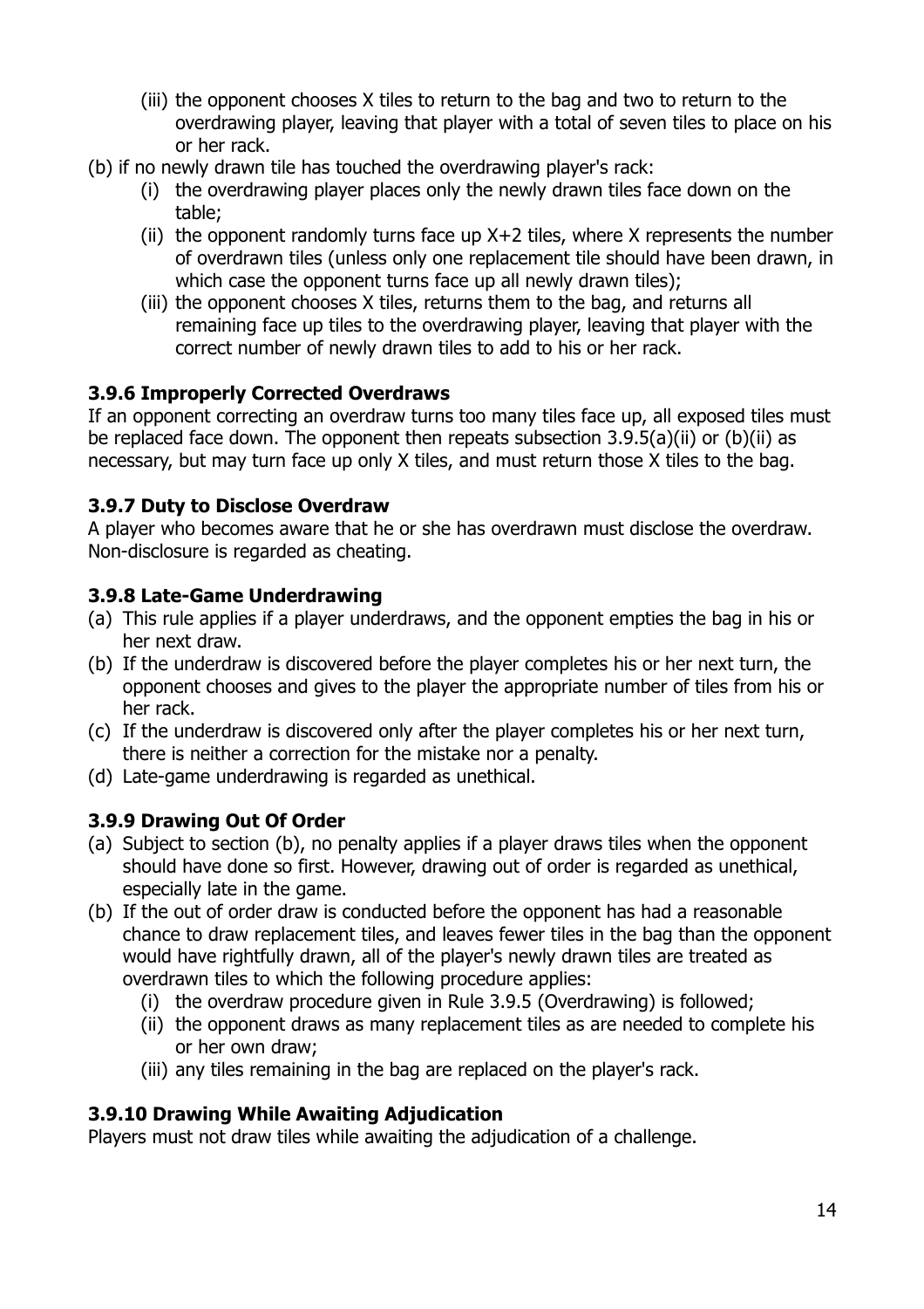(iii) the opponent chooses X tiles to return to the bag and two to return to the overdrawing player, leaving that player with a total of seven tiles to place on his or her rack.

(b) if no newly drawn tile has touched the overdrawing player's rack:

   (i) the overdrawing player places only the newly drawn tiles face down on the table;

   (ii) the opponent randomly turns face up X+2 tiles, where X represents the number of overdrawn tiles (unless only one replacement tile should have been drawn, in which case the opponent turns face up all newly drawn tiles);

   (iii) the opponent chooses X tiles, returns them to the bag, and returns all remaining face up tiles to the overdrawing player, leaving that player with the correct number of newly drawn tiles to add to his or her rack.

### 3.9.6 Improperly Corrected Overdraws

If an opponent correcting an overdraw turns too many tiles face up, all exposed tiles must be replaced face down. The opponent then repeats subsection 3.9.5(a)(ii) or (b)(ii) as necessary, but may turn face up only X tiles, and must return those X tiles to the bag.

### 3.9.7 Duty to Disclose Overdraw

A player who becomes aware that he or she has overdrawn must disclose the overdraw. Non-disclosure is regarded as cheating.

### 3.9.8 Late-Game Underdrawing

(a) This rule applies if a player underdraws, and the opponent empties the bag in his or her next draw.

(b) If the underdraw is discovered before the player completes his or her next turn, the opponent chooses and gives to the player the appropriate number of tiles from his or her rack.

(c) If the underdraw is discovered only after the player completes his or her next turn, there is neither a correction for the mistake nor a penalty.

(d) Late-game underdrawing is regarded as unethical.

### 3.9.9 Drawing Out Of Order

(a) Subject to section (b), no penalty applies if a player draws tiles when the opponent should have done so first. However, drawing out of order is regarded as unethical, especially late in the game.

(b) If the out of order draw is conducted before the opponent has had a reasonable chance to draw replacement tiles, and leaves fewer tiles in the bag than the opponent would have rightfully drawn, all of the player's newly drawn tiles are treated as overdrawn tiles to which the following procedure applies:

   (i) the overdraw procedure given in Rule 3.9.5 (Overdrawing) is followed;

   (ii) the opponent draws as many replacement tiles as are needed to complete his or her own draw;

   (iii) any tiles remaining in the bag are replaced on the player's rack.

### 3.9.10 Drawing While Awaiting Adjudication

Players must not draw tiles while awaiting the adjudication of a challenge.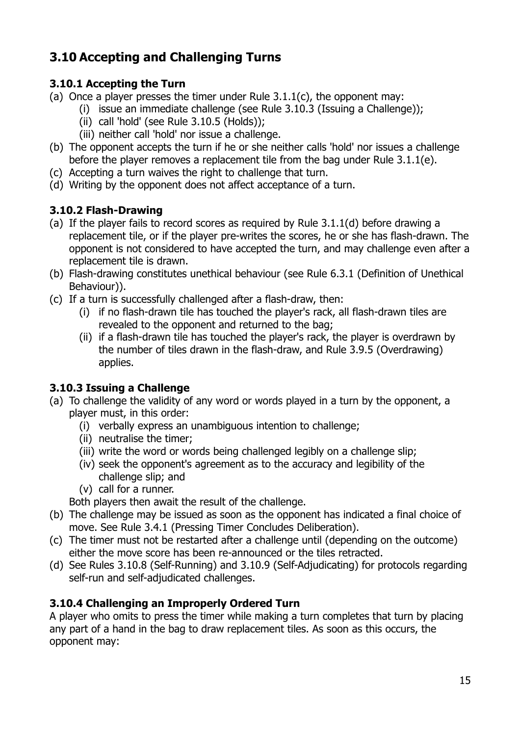## 3.10 Accepting and Challenging Turns

### 3.10.1 Accepting the Turn

(a) Once a player presses the timer under Rule 3.1.1(c), the opponent may:
  (i) issue an immediate challenge (see Rule 3.10.3 (Issuing a Challenge));
  (ii) call 'hold' (see Rule 3.10.5 (Holds));
  (iii) neither call 'hold' nor issue a challenge.

(b) The opponent accepts the turn if he or she neither calls 'hold' nor issues a challenge before the player removes a replacement tile from the bag under Rule 3.1.1(e).

(c) Accepting a turn waives the right to challenge that turn.

(d) Writing by the opponent does not affect acceptance of a turn.

### 3.10.2 Flash-Drawing

(a) If the player fails to record scores as required by Rule 3.1.1(d) before drawing a replacement tile, or if the player pre-writes the scores, he or she has flash-drawn. The opponent is not considered to have accepted the turn, and may challenge even after a replacement tile is drawn.

(b) Flash-drawing constitutes unethical behaviour (see Rule 6.3.1 (Definition of Unethical Behaviour)).

(c) If a turn is successfully challenged after a flash-draw, then:
  (i) if no flash-drawn tile has touched the player's rack, all flash-drawn tiles are revealed to the opponent and returned to the bag;
  (ii) if a flash-drawn tile has touched the player's rack, the player is overdrawn by the number of tiles drawn in the flash-draw, and Rule 3.9.5 (Overdrawing) applies.

### 3.10.3 Issuing a Challenge

(a) To challenge the validity of any word or words played in a turn by the opponent, a player must, in this order:
  (i) verbally express an unambiguous intention to challenge;
  (ii) neutralise the timer;
  (iii) write the word or words being challenged legibly on a challenge slip;
  (iv) seek the opponent's agreement as to the accuracy and legibility of the challenge slip; and
  (v) call for a runner.

  Both players then await the result of the challenge.

(b) The challenge may be issued as soon as the opponent has indicated a final choice of move. See Rule 3.4.1 (Pressing Timer Concludes Deliberation).

(c) The timer must not be restarted after a challenge until (depending on the outcome) either the move score has been re-announced or the tiles retracted.

(d) See Rules 3.10.8 (Self-Running) and 3.10.9 (Self-Adjudicating) for protocols regarding self-run and self-adjudicated challenges.

### 3.10.4 Challenging an Improperly Ordered Turn

A player who omits to press the timer while making a turn completes that turn by placing any part of a hand in the bag to draw replacement tiles. As soon as this occurs, the opponent may: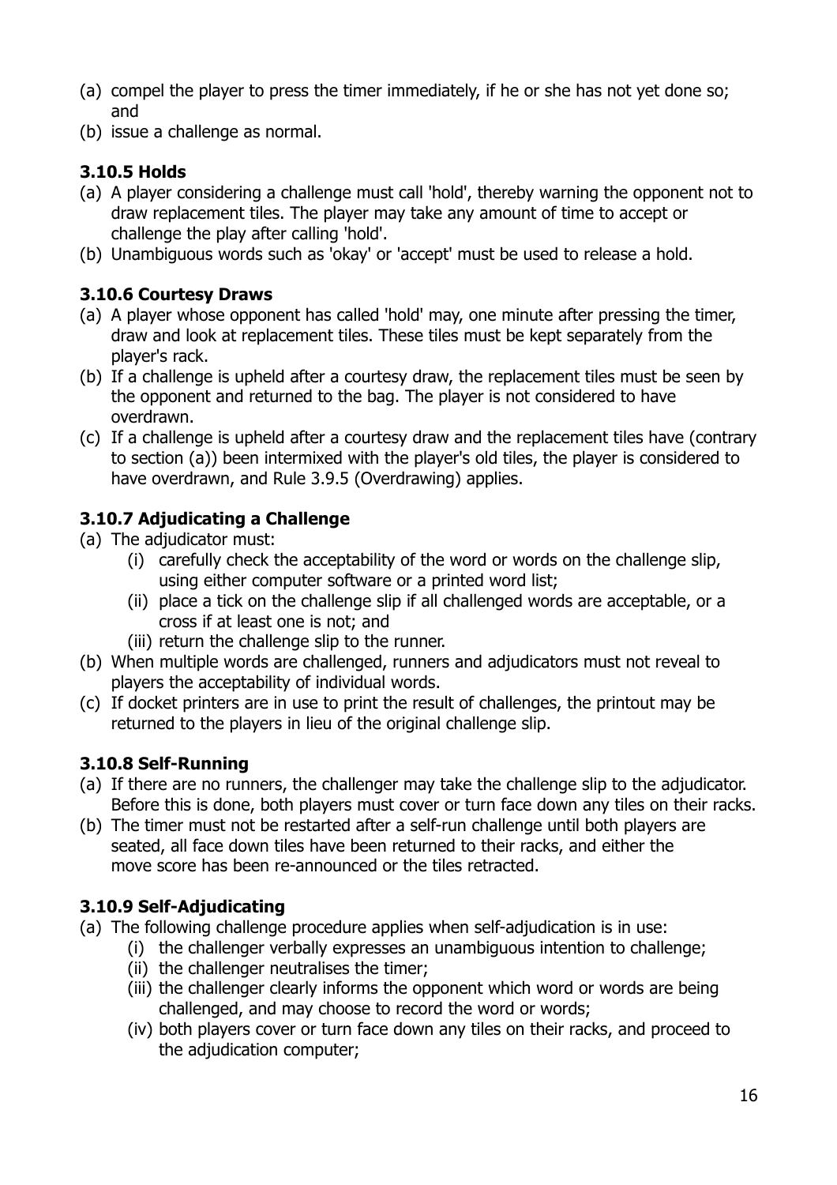(a) compel the player to press the timer immediately, if he or she has not yet done so; and
(b) issue a challenge as normal.

### 3.10.5 Holds

(a) A player considering a challenge must call 'hold', thereby warning the opponent not to draw replacement tiles. The player may take any amount of time to accept or challenge the play after calling 'hold'.
(b) Unambiguous words such as 'okay' or 'accept' must be used to release a hold.

### 3.10.6 Courtesy Draws

(a) A player whose opponent has called 'hold' may, one minute after pressing the timer, draw and look at replacement tiles. These tiles must be kept separately from the player's rack.
(b) If a challenge is upheld after a courtesy draw, the replacement tiles must be seen by the opponent and returned to the bag. The player is not considered to have overdrawn.
(c) If a challenge is upheld after a courtesy draw and the replacement tiles have (contrary to section (a)) been intermixed with the player's old tiles, the player is considered to have overdrawn, and Rule 3.9.5 (Overdrawing) applies.

### 3.10.7 Adjudicating a Challenge

(a) The adjudicator must:
    (i) carefully check the acceptability of the word or words on the challenge slip, using either computer software or a printed word list;
    (ii) place a tick on the challenge slip if all challenged words are acceptable, or a cross if at least one is not; and
    (iii) return the challenge slip to the runner.
(b) When multiple words are challenged, runners and adjudicators must not reveal to players the acceptability of individual words.
(c) If docket printers are in use to print the result of challenges, the printout may be returned to the players in lieu of the original challenge slip.

### 3.10.8 Self-Running

(a) If there are no runners, the challenger may take the challenge slip to the adjudicator. Before this is done, both players must cover or turn face down any tiles on their racks.
(b) The timer must not be restarted after a self-run challenge until both players are seated, all face down tiles have been returned to their racks, and either the move score has been re-announced or the tiles retracted.

### 3.10.9 Self-Adjudicating

(a) The following challenge procedure applies when self-adjudication is in use:
    (i) the challenger verbally expresses an unambiguous intention to challenge;
    (ii) the challenger neutralises the timer;
    (iii) the challenger clearly informs the opponent which word or words are being challenged, and may choose to record the word or words;
    (iv) both players cover or turn face down any tiles on their racks, and proceed to the adjudication computer;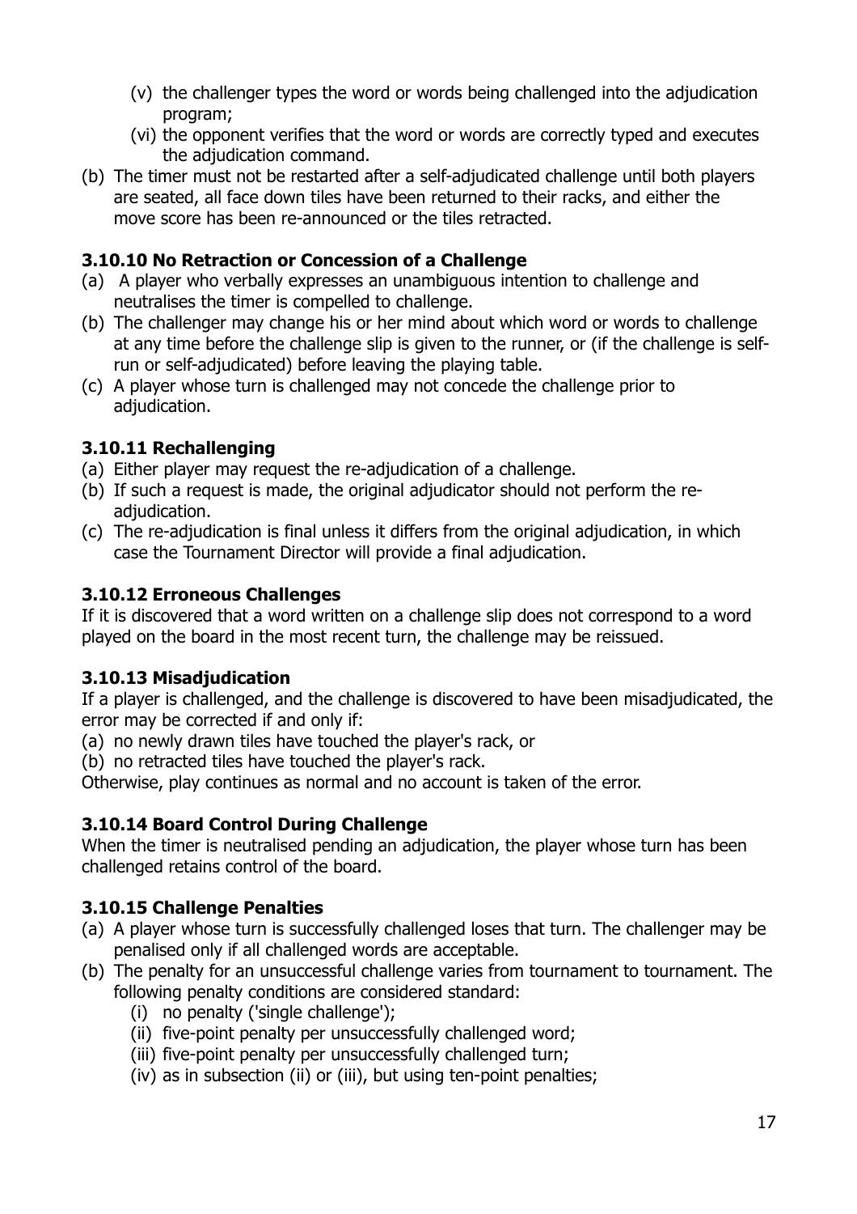(v) the challenger types the word or words being challenged into the adjudication program;
   (vi) the opponent verifies that the word or words are correctly typed and executes the adjudication command.

(b) The timer must not be restarted after a self-adjudicated challenge until both players are seated, all face down tiles have been returned to their racks, and either the move score has been re-announced or the tiles retracted.

### 3.10.10 No Retraction or Concession of a Challenge

(a) A player who verbally expresses an unambiguous intention to challenge and neutralises the timer is compelled to challenge.

(b) The challenger may change his or her mind about which word or words to challenge at any time before the challenge slip is given to the runner, or (if the challenge is self-run or self-adjudicated) before leaving the playing table.

(c) A player whose turn is challenged may not concede the challenge prior to adjudication.

### 3.10.11 Rechallenging

(a) Either player may request the re-adjudication of a challenge.

(b) If such a request is made, the original adjudicator should not perform the re-adjudication.

(c) The re-adjudication is final unless it differs from the original adjudication, in which case the Tournament Director will provide a final adjudication.

### 3.10.12 Erroneous Challenges

If it is discovered that a word written on a challenge slip does not correspond to a word played on the board in the most recent turn, the challenge may be reissued.

### 3.10.13 Misadjudication

If a player is challenged, and the challenge is discovered to have been misadjudicated, the error may be corrected if and only if:

(a) no newly drawn tiles have touched the player's rack, or

(b) no retracted tiles have touched the player's rack.

Otherwise, play continues as normal and no account is taken of the error.

### 3.10.14 Board Control During Challenge

When the timer is neutralised pending an adjudication, the player whose turn has been challenged retains control of the board.

### 3.10.15 Challenge Penalties

(a) A player whose turn is successfully challenged loses that turn. The challenger may be penalised only if all challenged words are acceptable.

(b) The penalty for an unsuccessful challenge varies from tournament to tournament. The following penalty conditions are considered standard:
   (i) no penalty ('single challenge');
   (ii) five-point penalty per unsuccessfully challenged word;
   (iii) five-point penalty per unsuccessfully challenged turn;
   (iv) as in subsection (ii) or (iii), but using ten-point penalties;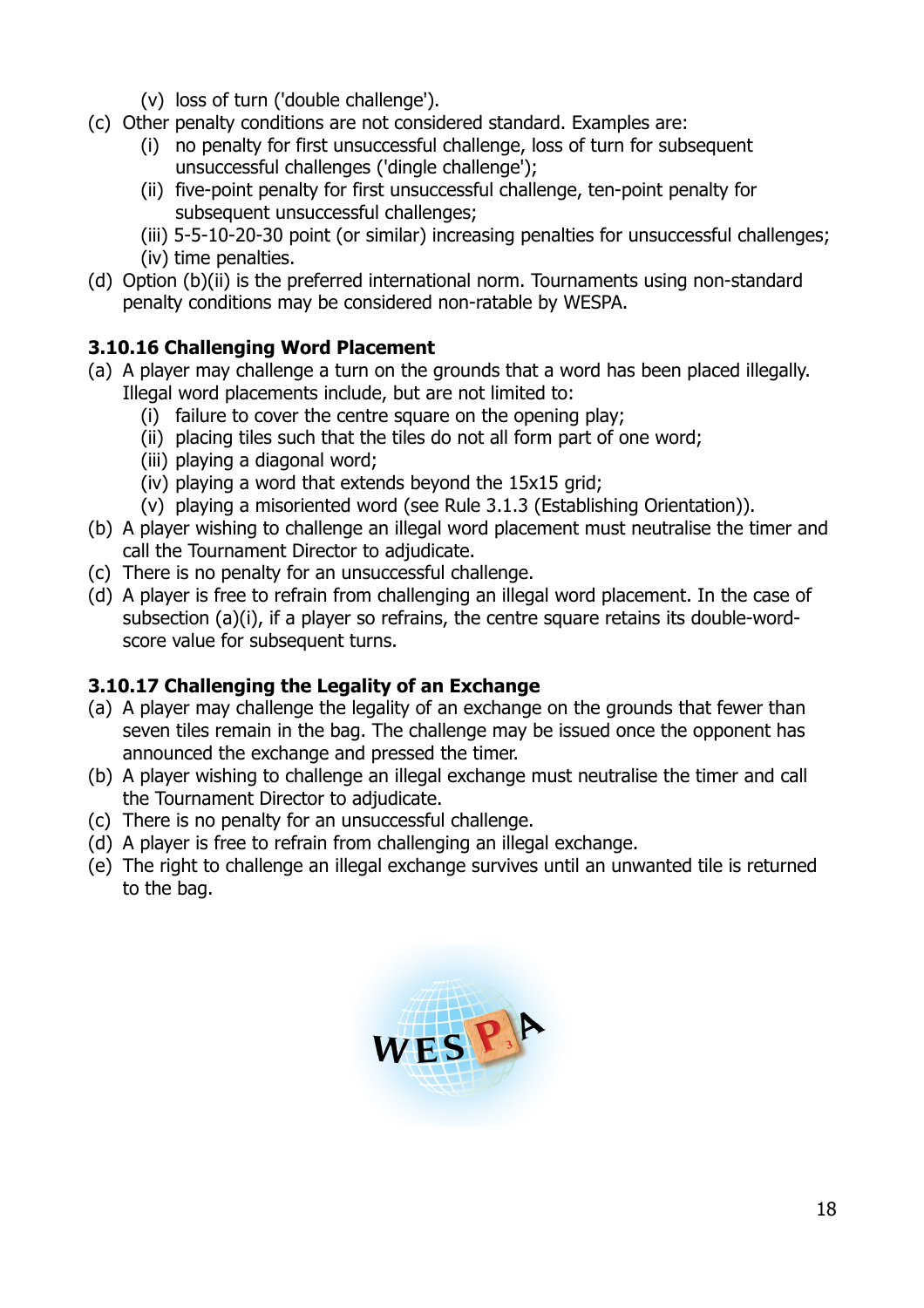(v) loss of turn ('double challenge').

(c) Other penalty conditions are not considered standard. Examples are:
    (i) no penalty for first unsuccessful challenge, loss of turn for subsequent unsuccessful challenges ('dingle challenge');
    (ii) five-point penalty for first unsuccessful challenge, ten-point penalty for subsequent unsuccessful challenges;
    (iii) 5-5-10-20-30 point (or similar) increasing penalties for unsuccessful challenges;
    (iv) time penalties.

(d) Option (b)(ii) is the preferred international norm. Tournaments using non-standard penalty conditions may be considered non-ratable by WESPA.

### 3.10.16 Challenging Word Placement

(a) A player may challenge a turn on the grounds that a word has been placed illegally. Illegal word placements include, but are not limited to:
    (i) failure to cover the centre square on the opening play;
    (ii) placing tiles such that the tiles do not all form part of one word;
    (iii) playing a diagonal word;
    (iv) playing a word that extends beyond the 15x15 grid;
    (v) playing a misoriented word (see Rule 3.1.3 (Establishing Orientation)).

(b) A player wishing to challenge an illegal word placement must neutralise the timer and call the Tournament Director to adjudicate.

(c) There is no penalty for an unsuccessful challenge.

(d) A player is free to refrain from challenging an illegal word placement. In the case of subsection (a)(i), if a player so refrains, the centre square retains its double-word-score value for subsequent turns.

### 3.10.17 Challenging the Legality of an Exchange

(a) A player may challenge the legality of an exchange on the grounds that fewer than seven tiles remain in the bag. The challenge may be issued once the opponent has announced the exchange and pressed the timer.

(b) A player wishing to challenge an illegal exchange must neutralise the timer and call the Tournament Director to adjudicate.

(c) There is no penalty for an unsuccessful challenge.

(d) A player is free to refrain from challenging an illegal exchange.

(e) The right to challenge an illegal exchange survives until an unwanted tile is returned to the bag.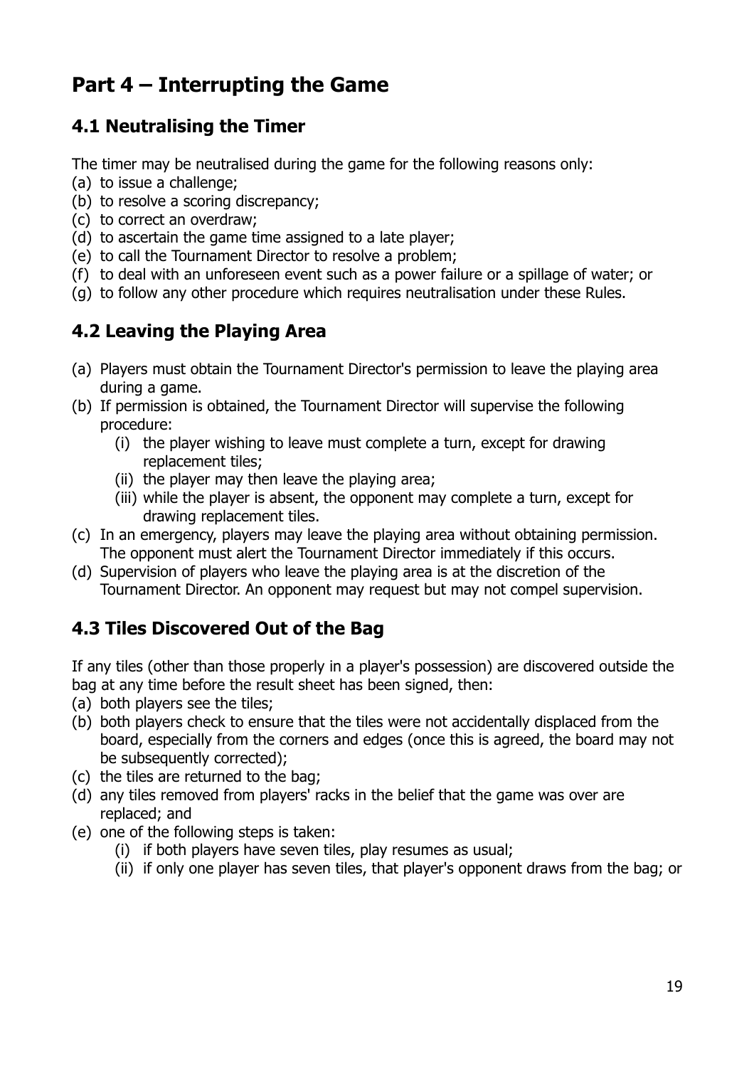# Part 4 – Interrupting the Game

## 4.1 Neutralising the Timer

The timer may be neutralised during the game for the following reasons only:

(a) to issue a challenge;
(b) to resolve a scoring discrepancy;
(c) to correct an overdraw;
(d) to ascertain the game time assigned to a late player;
(e) to call the Tournament Director to resolve a problem;
(f) to deal with an unforeseen event such as a power failure or a spillage of water; or
(g) to follow any other procedure which requires neutralisation under these Rules.

## 4.2 Leaving the Playing Area

(a) Players must obtain the Tournament Director's permission to leave the playing area during a game.
(b) If permission is obtained, the Tournament Director will supervise the following procedure:
    (i) the player wishing to leave must complete a turn, except for drawing replacement tiles;
    (ii) the player may then leave the playing area;
    (iii) while the player is absent, the opponent may complete a turn, except for drawing replacement tiles.
(c) In an emergency, players may leave the playing area without obtaining permission. The opponent must alert the Tournament Director immediately if this occurs.
(d) Supervision of players who leave the playing area is at the discretion of the Tournament Director. An opponent may request but may not compel supervision.

## 4.3 Tiles Discovered Out of the Bag

If any tiles (other than those properly in a player's possession) are discovered outside the bag at any time before the result sheet has been signed, then:

(a) both players see the tiles;
(b) both players check to ensure that the tiles were not accidentally displaced from the board, especially from the corners and edges (once this is agreed, the board may not be subsequently corrected);
(c) the tiles are returned to the bag;
(d) any tiles removed from players' racks in the belief that the game was over are replaced; and
(e) one of the following steps is taken:
    (i) if both players have seven tiles, play resumes as usual;
    (ii) if only one player has seven tiles, that player's opponent draws from the bag; or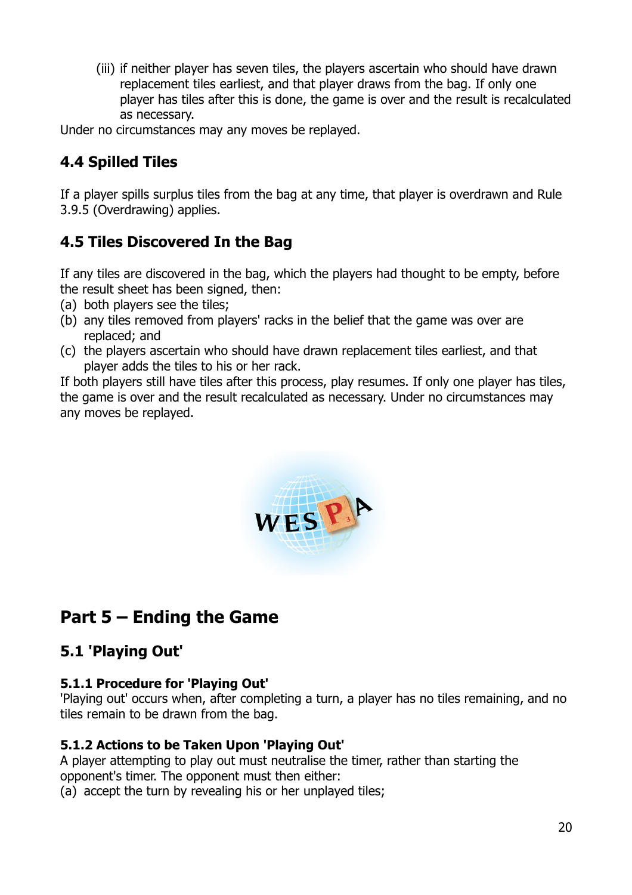(iii) if neither player has seven tiles, the players ascertain who should have drawn replacement tiles earliest, and that player draws from the bag. If only one player has tiles after this is done, the game is over and the result is recalculated as necessary.

Under no circumstances may any moves be replayed.

## 4.4 Spilled Tiles

If a player spills surplus tiles from the bag at any time, that player is overdrawn and Rule 3.9.5 (Overdrawing) applies.

## 4.5 Tiles Discovered In the Bag

If any tiles are discovered in the bag, which the players had thought to be empty, before the result sheet has been signed, then:

(a) both players see the tiles;
(b) any tiles removed from players' racks in the belief that the game was over are replaced; and
(c) the players ascertain who should have drawn replacement tiles earliest, and that player adds the tiles to his or her rack.

If both players still have tiles after this process, play resumes. If only one player has tiles, the game is over and the result recalculated as necessary. Under no circumstances may any moves be replayed.

# Part 5 – Ending the Game

## 5.1 'Playing Out'

### 5.1.1 Procedure for 'Playing Out'

'Playing out' occurs when, after completing a turn, a player has no tiles remaining, and no tiles remain to be drawn from the bag.

### 5.1.2 Actions to be Taken Upon 'Playing Out'

A player attempting to play out must neutralise the timer, rather than starting the opponent's timer. The opponent must then either:

(a) accept the turn by revealing his or her unplayed tiles;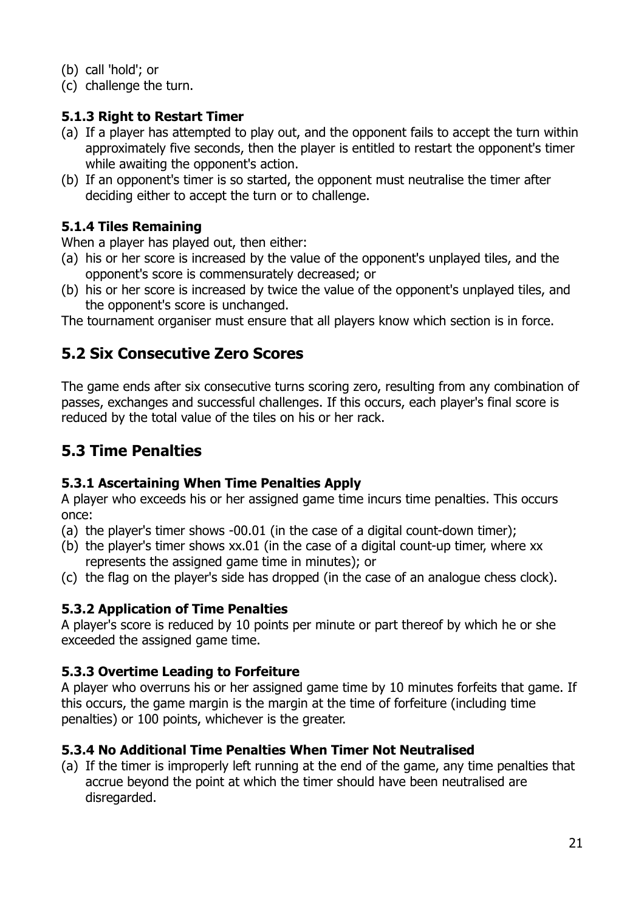(b) call 'hold'; or
(c) challenge the turn.

### 5.1.3 Right to Restart Timer

(a) If a player has attempted to play out, and the opponent fails to accept the turn within approximately five seconds, then the player is entitled to restart the opponent's timer while awaiting the opponent's action.
(b) If an opponent's timer is so started, the opponent must neutralise the timer after deciding either to accept the turn or to challenge.

### 5.1.4 Tiles Remaining

When a player has played out, then either:

(a) his or her score is increased by the value of the opponent's unplayed tiles, and the opponent's score is commensurately decreased; or
(b) his or her score is increased by twice the value of the opponent's unplayed tiles, and the opponent's score is unchanged.

The tournament organiser must ensure that all players know which section is in force.

## 5.2 Six Consecutive Zero Scores

The game ends after six consecutive turns scoring zero, resulting from any combination of passes, exchanges and successful challenges. If this occurs, each player's final score is reduced by the total value of the tiles on his or her rack.

## 5.3 Time Penalties

### 5.3.1 Ascertaining When Time Penalties Apply

A player who exceeds his or her assigned game time incurs time penalties. This occurs once:

(a) the player's timer shows -00.01 (in the case of a digital count-down timer);
(b) the player's timer shows xx.01 (in the case of a digital count-up timer, where xx represents the assigned game time in minutes); or
(c) the flag on the player's side has dropped (in the case of an analogue chess clock).

### 5.3.2 Application of Time Penalties

A player's score is reduced by 10 points per minute or part thereof by which he or she exceeded the assigned game time.

### 5.3.3 Overtime Leading to Forfeiture

A player who overruns his or her assigned game time by 10 minutes forfeits that game. If this occurs, the game margin is the margin at the time of forfeiture (including time penalties) or 100 points, whichever is the greater.

### 5.3.4 No Additional Time Penalties When Timer Not Neutralised

(a) If the timer is improperly left running at the end of the game, any time penalties that accrue beyond the point at which the timer should have been neutralised are disregarded.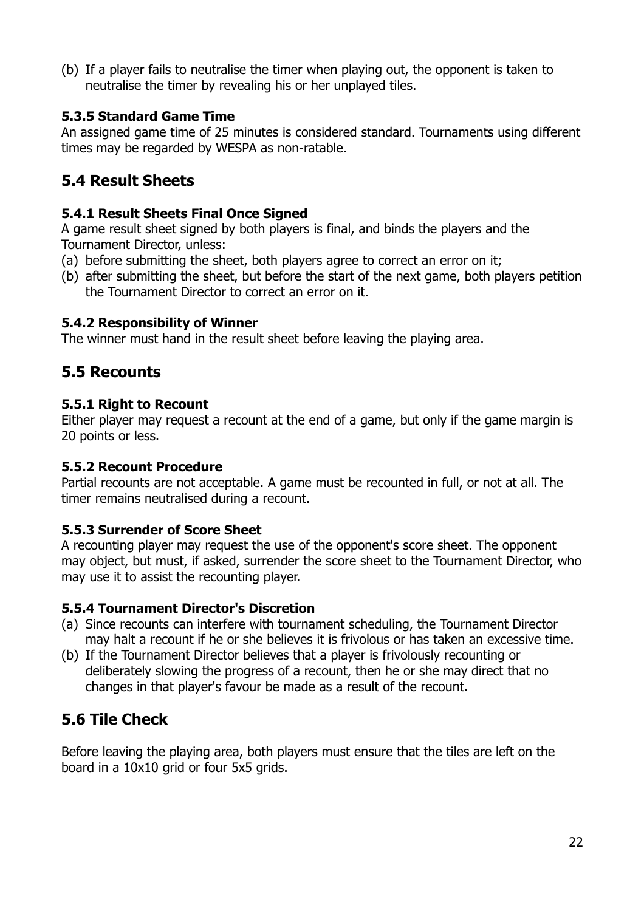(b) If a player fails to neutralise the timer when playing out, the opponent is taken to neutralise the timer by revealing his or her unplayed tiles.

### 5.3.5 Standard Game Time

An assigned game time of 25 minutes is considered standard. Tournaments using different times may be regarded by WESPA as non-ratable.

## 5.4 Result Sheets

### 5.4.1 Result Sheets Final Once Signed

A game result sheet signed by both players is final, and binds the players and the Tournament Director, unless:

(a) before submitting the sheet, both players agree to correct an error on it;
(b) after submitting the sheet, but before the start of the next game, both players petition the Tournament Director to correct an error on it.

### 5.4.2 Responsibility of Winner

The winner must hand in the result sheet before leaving the playing area.

## 5.5 Recounts

### 5.5.1 Right to Recount

Either player may request a recount at the end of a game, but only if the game margin is 20 points or less.

### 5.5.2 Recount Procedure

Partial recounts are not acceptable. A game must be recounted in full, or not at all. The timer remains neutralised during a recount.

### 5.5.3 Surrender of Score Sheet

A recounting player may request the use of the opponent's score sheet. The opponent may object, but must, if asked, surrender the score sheet to the Tournament Director, who may use it to assist the recounting player.

### 5.5.4 Tournament Director's Discretion

(a) Since recounts can interfere with tournament scheduling, the Tournament Director may halt a recount if he or she believes it is frivolous or has taken an excessive time.
(b) If the Tournament Director believes that a player is frivolously recounting or deliberately slowing the progress of a recount, then he or she may direct that no changes in that player's favour be made as a result of the recount.

## 5.6 Tile Check

Before leaving the playing area, both players must ensure that the tiles are left on the board in a 10x10 grid or four 5x5 grids.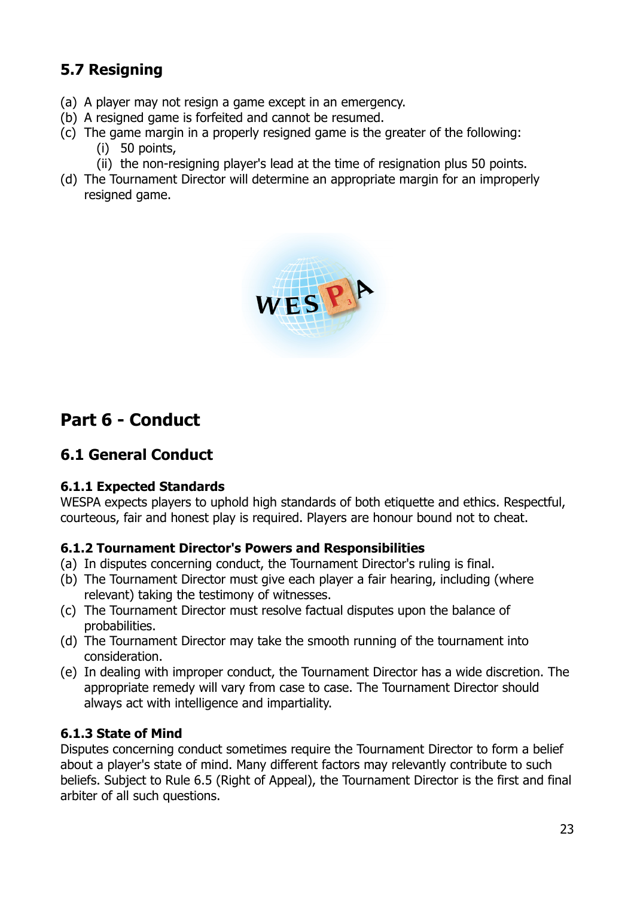## 5.7 Resigning

(a) A player may not resign a game except in an emergency.
(b) A resigned game is forfeited and cannot be resumed.
(c) The game margin in a properly resigned game is the greater of the following:
   (i) 50 points,
   (ii) the non-resigning player's lead at the time of resignation plus 50 points.
(d) The Tournament Director will determine an appropriate margin for an improperly resigned game.

# Part 6 - Conduct

## 6.1 General Conduct

### 6.1.1 Expected Standards

WESPA expects players to uphold high standards of both etiquette and ethics. Respectful, courteous, fair and honest play is required. Players are honour bound not to cheat.

### 6.1.2 Tournament Director's Powers and Responsibilities

(a) In disputes concerning conduct, the Tournament Director's ruling is final.
(b) The Tournament Director must give each player a fair hearing, including (where relevant) taking the testimony of witnesses.
(c) The Tournament Director must resolve factual disputes upon the balance of probabilities.
(d) The Tournament Director may take the smooth running of the tournament into consideration.
(e) In dealing with improper conduct, the Tournament Director has a wide discretion. The appropriate remedy will vary from case to case. The Tournament Director should always act with intelligence and impartiality.

### 6.1.3 State of Mind

Disputes concerning conduct sometimes require the Tournament Director to form a belief about a player's state of mind. Many different factors may relevantly contribute to such beliefs. Subject to Rule 6.5 (Right of Appeal), the Tournament Director is the first and final arbiter of all such questions.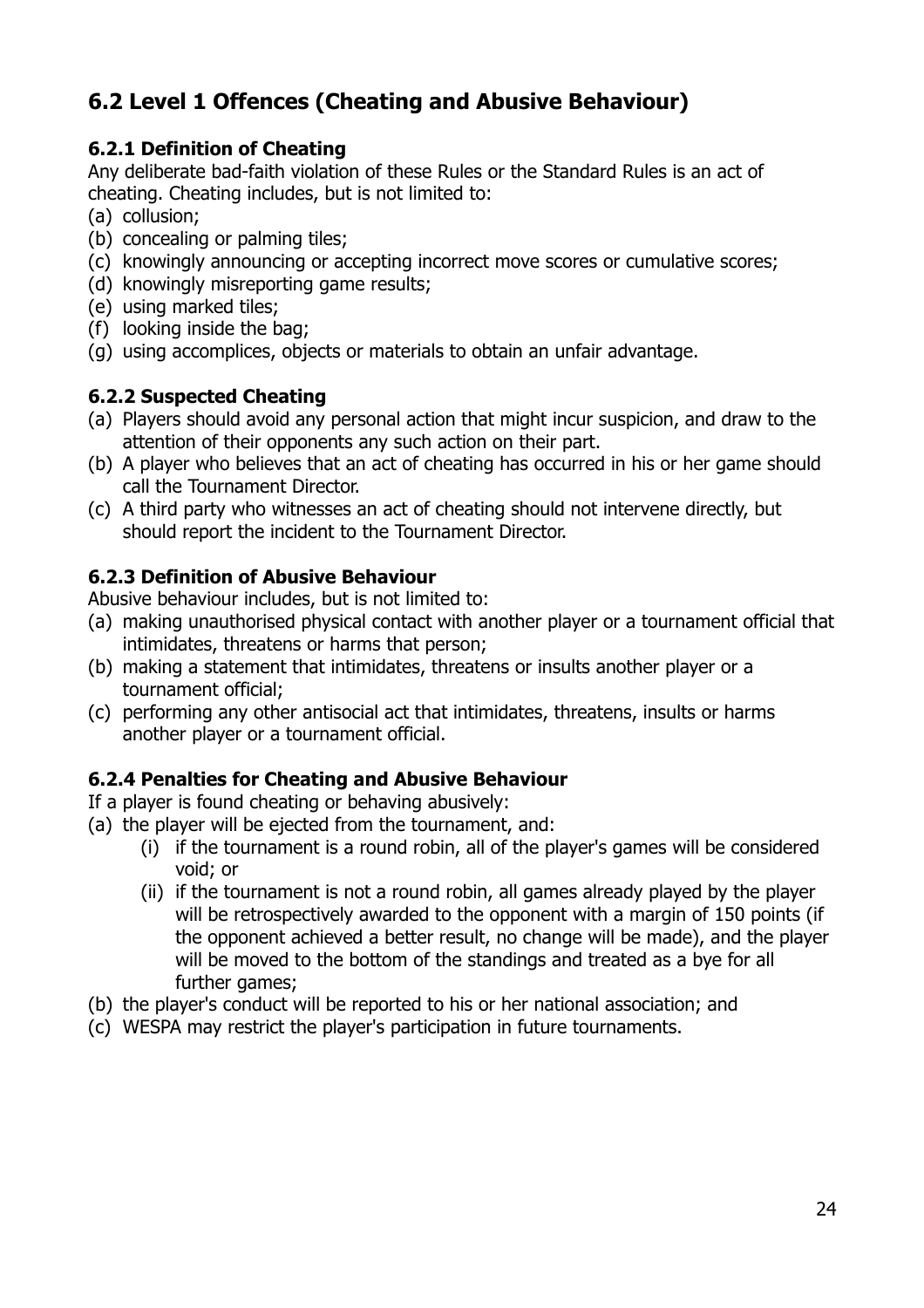## 6.2 Level 1 Offences (Cheating and Abusive Behaviour)

### 6.2.1 Definition of Cheating

Any deliberate bad-faith violation of these Rules or the Standard Rules is an act of cheating. Cheating includes, but is not limited to:

(a) collusion;
(b) concealing or palming tiles;
(c) knowingly announcing or accepting incorrect move scores or cumulative scores;
(d) knowingly misreporting game results;
(e) using marked tiles;
(f) looking inside the bag;
(g) using accomplices, objects or materials to obtain an unfair advantage.

### 6.2.2 Suspected Cheating

(a) Players should avoid any personal action that might incur suspicion, and draw to the attention of their opponents any such action on their part.
(b) A player who believes that an act of cheating has occurred in his or her game should call the Tournament Director.
(c) A third party who witnesses an act of cheating should not intervene directly, but should report the incident to the Tournament Director.

### 6.2.3 Definition of Abusive Behaviour

Abusive behaviour includes, but is not limited to:

(a) making unauthorised physical contact with another player or a tournament official that intimidates, threatens or harms that person;
(b) making a statement that intimidates, threatens or insults another player or a tournament official;
(c) performing any other antisocial act that intimidates, threatens, insults or harms another player or a tournament official.

### 6.2.4 Penalties for Cheating and Abusive Behaviour

If a player is found cheating or behaving abusively:

(a) the player will be ejected from the tournament, and:
    (i) if the tournament is a round robin, all of the player's games will be considered void; or
    (ii) if the tournament is not a round robin, all games already played by the player will be retrospectively awarded to the opponent with a margin of 150 points (if the opponent achieved a better result, no change will be made), and the player will be moved to the bottom of the standings and treated as a bye for all further games;
(b) the player's conduct will be reported to his or her national association; and
(c) WESPA may restrict the player's participation in future tournaments.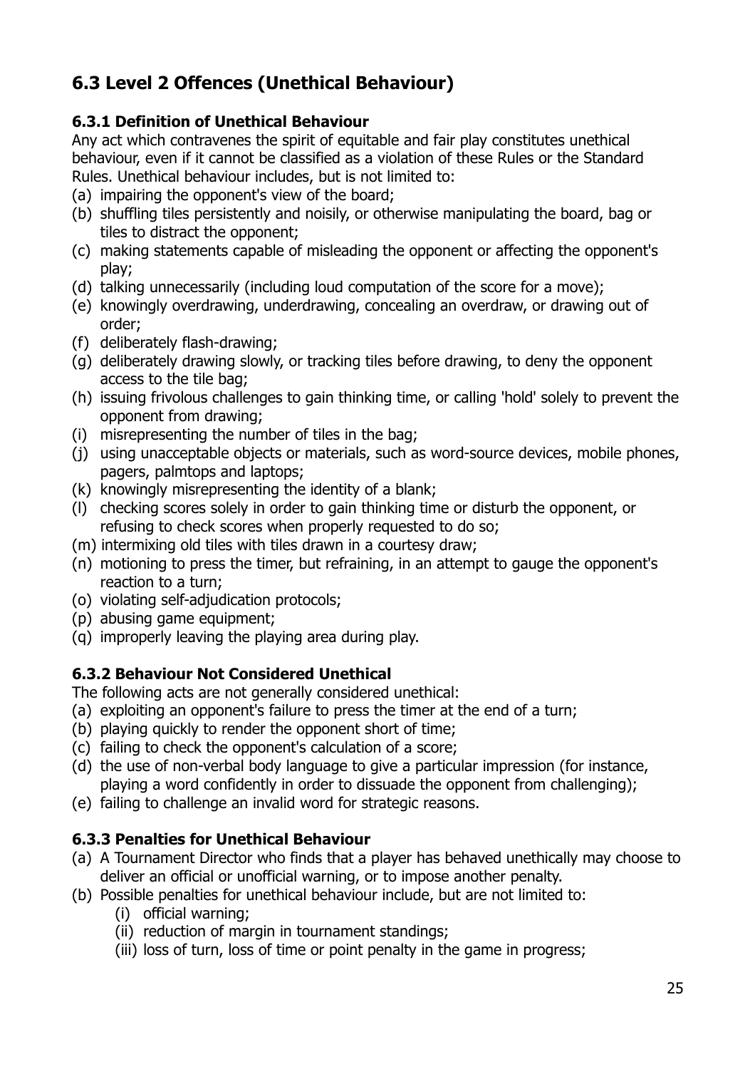## 6.3 Level 2 Offences (Unethical Behaviour)

### 6.3.1 Definition of Unethical Behaviour

Any act which contravenes the spirit of equitable and fair play constitutes unethical behaviour, even if it cannot be classified as a violation of these Rules or the Standard Rules. Unethical behaviour includes, but is not limited to:

(a) impairing the opponent's view of the board;
(b) shuffling tiles persistently and noisily, or otherwise manipulating the board, bag or tiles to distract the opponent;
(c) making statements capable of misleading the opponent or affecting the opponent's play;
(d) talking unnecessarily (including loud computation of the score for a move);
(e) knowingly overdrawing, underdrawing, concealing an overdraw, or drawing out of order;
(f) deliberately flash-drawing;
(g) deliberately drawing slowly, or tracking tiles before drawing, to deny the opponent access to the tile bag;
(h) issuing frivolous challenges to gain thinking time, or calling 'hold' solely to prevent the opponent from drawing;
(i) misrepresenting the number of tiles in the bag;
(j) using unacceptable objects or materials, such as word-source devices, mobile phones, pagers, palmtops and laptops;
(k) knowingly misrepresenting the identity of a blank;
(l) checking scores solely in order to gain thinking time or disturb the opponent, or refusing to check scores when properly requested to do so;
(m) intermixing old tiles with tiles drawn in a courtesy draw;
(n) motioning to press the timer, but refraining, in an attempt to gauge the opponent's reaction to a turn;
(o) violating self-adjudication protocols;
(p) abusing game equipment;
(q) improperly leaving the playing area during play.

### 6.3.2 Behaviour Not Considered Unethical

The following acts are not generally considered unethical:

(a) exploiting an opponent's failure to press the timer at the end of a turn;
(b) playing quickly to render the opponent short of time;
(c) failing to check the opponent's calculation of a score;
(d) the use of non-verbal body language to give a particular impression (for instance, playing a word confidently in order to dissuade the opponent from challenging);
(e) failing to challenge an invalid word for strategic reasons.

### 6.3.3 Penalties for Unethical Behaviour

(a) A Tournament Director who finds that a player has behaved unethically may choose to deliver an official or unofficial warning, or to impose another penalty.
(b) Possible penalties for unethical behaviour include, but are not limited to:
    (i) official warning;
    (ii) reduction of margin in tournament standings;
    (iii) loss of turn, loss of time or point penalty in the game in progress;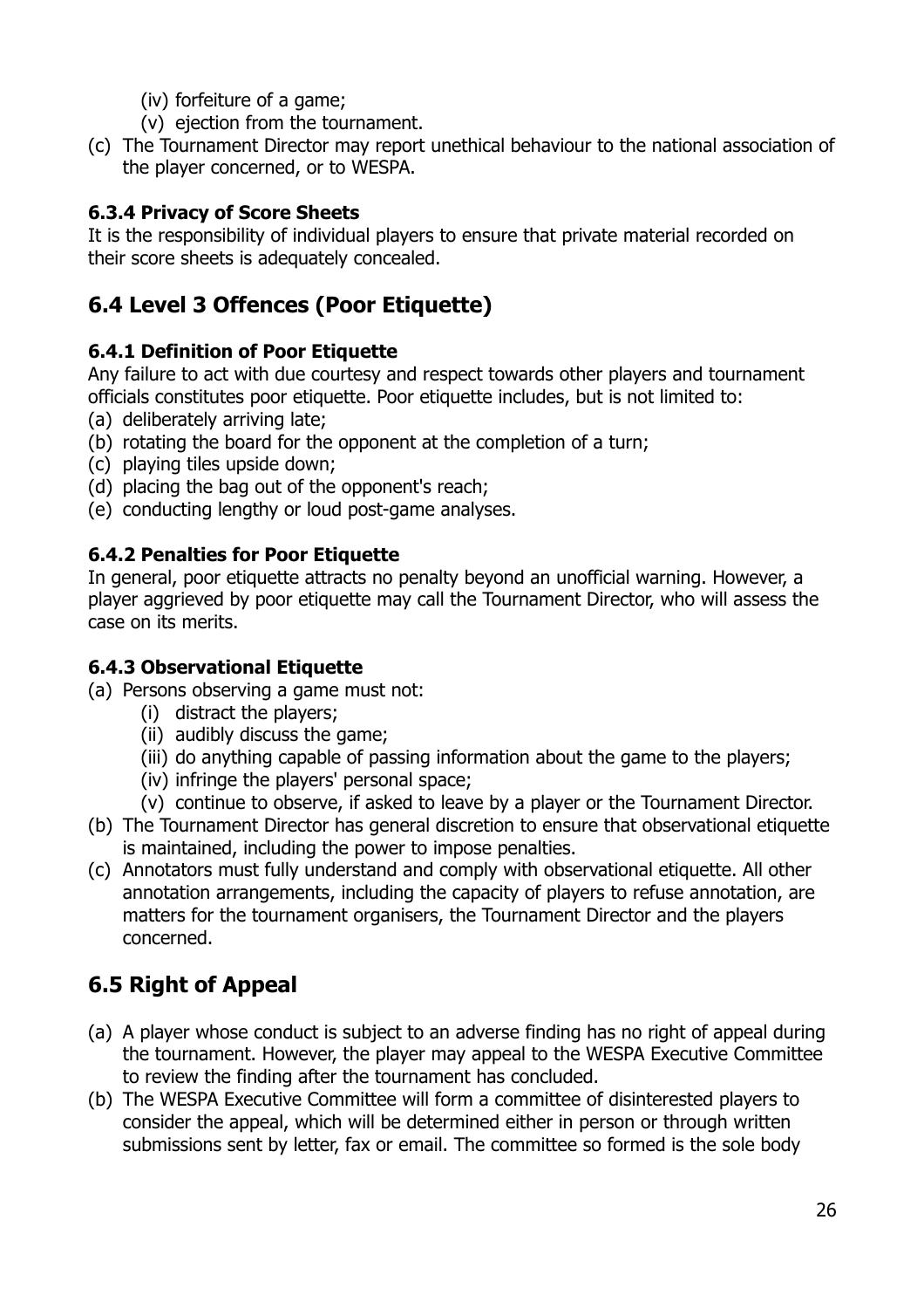(iv) forfeiture of a game;
    (v) ejection from the tournament.

(c) The Tournament Director may report unethical behaviour to the national association of the player concerned, or to WESPA.

### 6.3.4 Privacy of Score Sheets

It is the responsibility of individual players to ensure that private material recorded on their score sheets is adequately concealed.

## 6.4 Level 3 Offences (Poor Etiquette)

### 6.4.1 Definition of Poor Etiquette

Any failure to act with due courtesy and respect towards other players and tournament officials constitutes poor etiquette. Poor etiquette includes, but is not limited to:

(a) deliberately arriving late;
(b) rotating the board for the opponent at the completion of a turn;
(c) playing tiles upside down;
(d) placing the bag out of the opponent's reach;
(e) conducting lengthy or loud post-game analyses.

### 6.4.2 Penalties for Poor Etiquette

In general, poor etiquette attracts no penalty beyond an unofficial warning. However, a player aggrieved by poor etiquette may call the Tournament Director, who will assess the case on its merits.

### 6.4.3 Observational Etiquette

(a) Persons observing a game must not:
    (i) distract the players;
    (ii) audibly discuss the game;
    (iii) do anything capable of passing information about the game to the players;
    (iv) infringe the players' personal space;
    (v) continue to observe, if asked to leave by a player or the Tournament Director.

(b) The Tournament Director has general discretion to ensure that observational etiquette is maintained, including the power to impose penalties.

(c) Annotators must fully understand and comply with observational etiquette. All other annotation arrangements, including the capacity of players to refuse annotation, are matters for the tournament organisers, the Tournament Director and the players concerned.

## 6.5 Right of Appeal

(a) A player whose conduct is subject to an adverse finding has no right of appeal during the tournament. However, the player may appeal to the WESPA Executive Committee to review the finding after the tournament has concluded.

(b) The WESPA Executive Committee will form a committee of disinterested players to consider the appeal, which will be determined either in person or through written submissions sent by letter, fax or email. The committee so formed is the sole body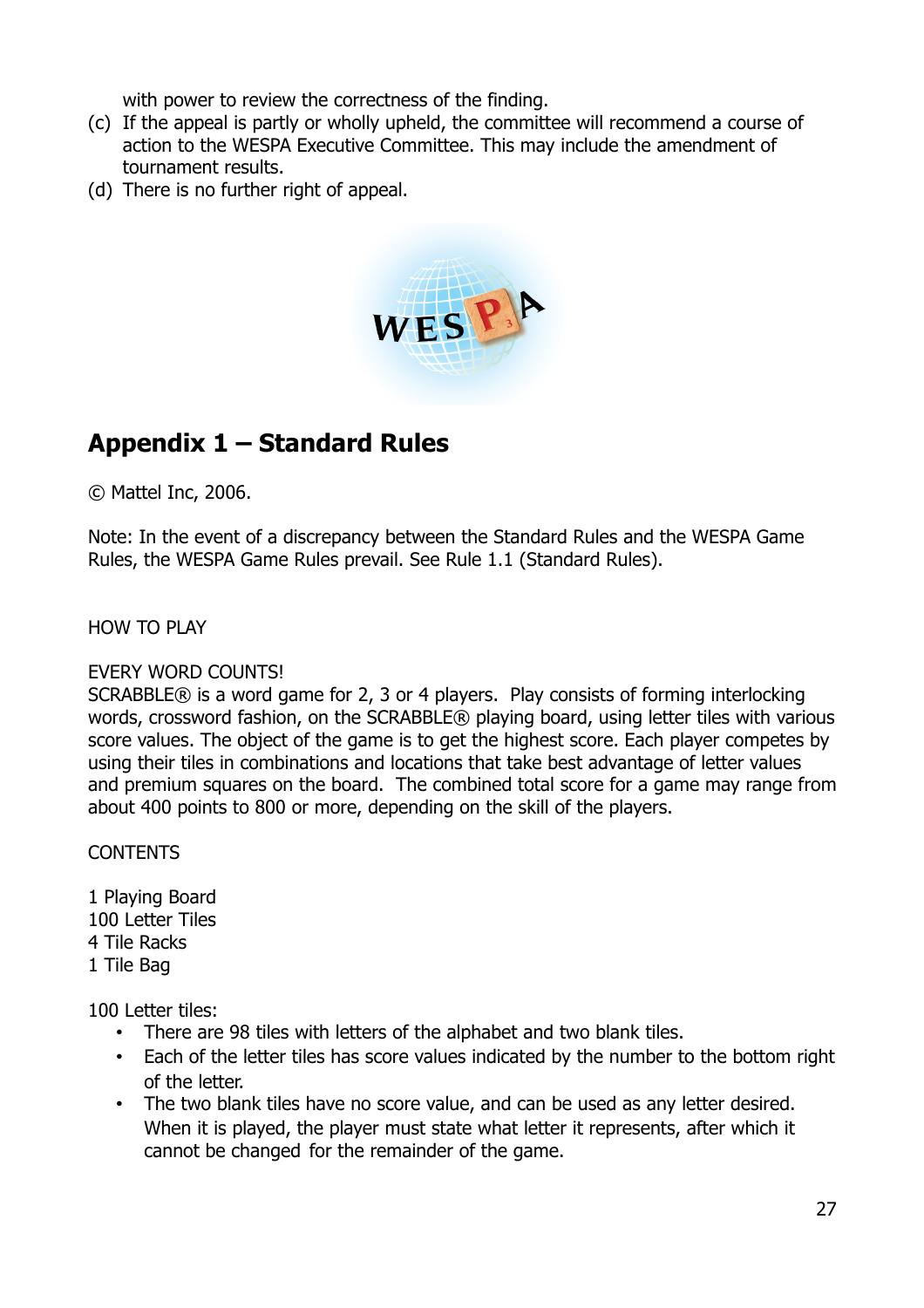with power to review the correctness of the finding.

(c) If the appeal is partly or wholly upheld, the committee will recommend a course of action to the WESPA Executive Committee. This may include the amendment of tournament results.

(d) There is no further right of appeal.

## Appendix 1 – Standard Rules

© Mattel Inc, 2006.

Note: In the event of a discrepancy between the Standard Rules and the WESPA Game Rules, the WESPA Game Rules prevail. See Rule 1.1 (Standard Rules).

HOW TO PLAY

EVERY WORD COUNTS!

SCRABBLE® is a word game for 2, 3 or 4 players. Play consists of forming interlocking words, crossword fashion, on the SCRABBLE® playing board, using letter tiles with various score values. The object of the game is to get the highest score. Each player competes by using their tiles in combinations and locations that take best advantage of letter values and premium squares on the board. The combined total score for a game may range from about 400 points to 800 or more, depending on the skill of the players.

CONTENTS

1 Playing Board
100 Letter Tiles
4 Tile Racks
1 Tile Bag

100 Letter tiles:

- There are 98 tiles with letters of the alphabet and two blank tiles.
- Each of the letter tiles has score values indicated by the number to the bottom right of the letter.
- The two blank tiles have no score value, and can be used as any letter desired. When it is played, the player must state what letter it represents, after which it cannot be changed for the remainder of the game.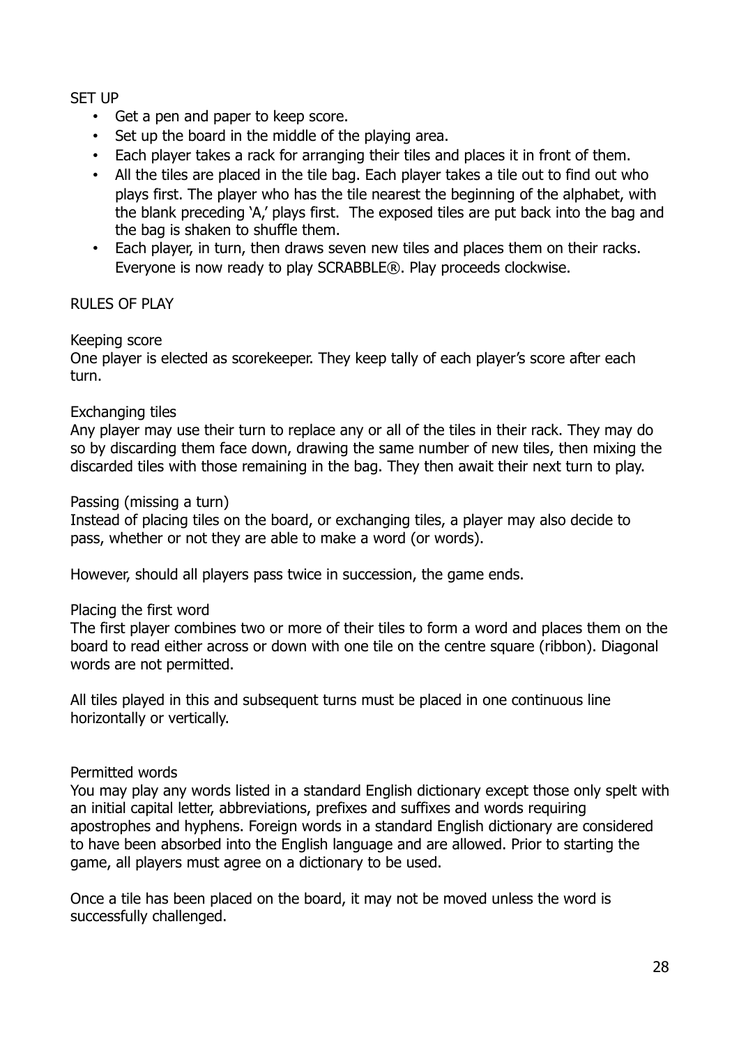## SET UP

- Get a pen and paper to keep score.
- Set up the board in the middle of the playing area.
- Each player takes a rack for arranging their tiles and places it in front of them.
- All the tiles are placed in the tile bag. Each player takes a tile out to find out who plays first. The player who has the tile nearest the beginning of the alphabet, with the blank preceding 'A,' plays first. The exposed tiles are put back into the bag and the bag is shaken to shuffle them.
- Each player, in turn, then draws seven new tiles and places them on their racks. Everyone is now ready to play SCRABBLE®. Play proceeds clockwise.

## RULES OF PLAY

### Keeping score

One player is elected as scorekeeper. They keep tally of each player's score after each turn.

### Exchanging tiles

Any player may use their turn to replace any or all of the tiles in their rack. They may do so by discarding them face down, drawing the same number of new tiles, then mixing the discarded tiles with those remaining in the bag. They then await their next turn to play.

### Passing (missing a turn)

Instead of placing tiles on the board, or exchanging tiles, a player may also decide to pass, whether or not they are able to make a word (or words).

However, should all players pass twice in succession, the game ends.

### Placing the first word

The first player combines two or more of their tiles to form a word and places them on the board to read either across or down with one tile on the centre square (ribbon). Diagonal words are not permitted.

All tiles played in this and subsequent turns must be placed in one continuous line horizontally or vertically.

### Permitted words

You may play any words listed in a standard English dictionary except those only spelt with an initial capital letter, abbreviations, prefixes and suffixes and words requiring apostrophes and hyphens. Foreign words in a standard English dictionary are considered to have been absorbed into the English language and are allowed. Prior to starting the game, all players must agree on a dictionary to be used.

Once a tile has been placed on the board, it may not be moved unless the word is successfully challenged.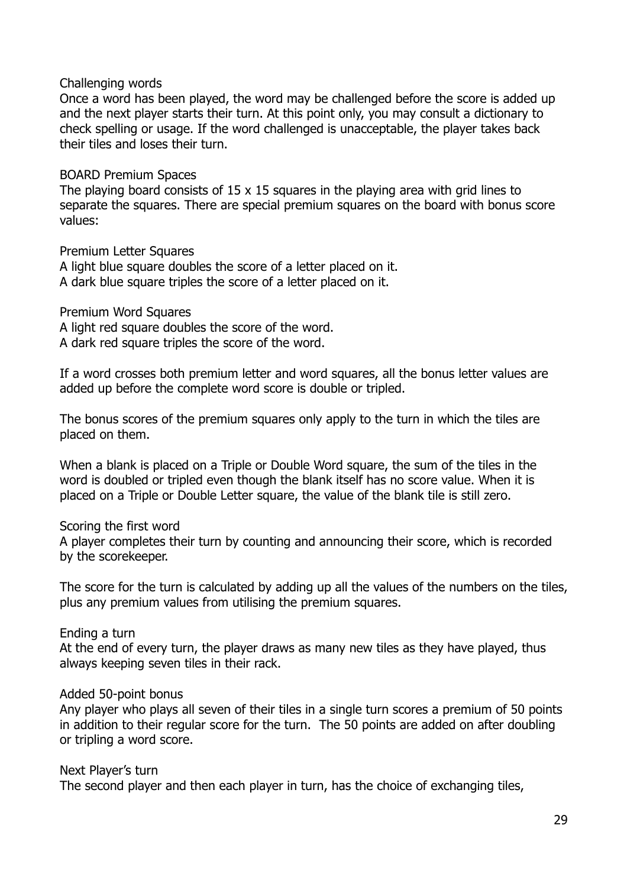### Challenging words

Once a word has been played, the word may be challenged before the score is added up and the next player starts their turn. At this point only, you may consult a dictionary to check spelling or usage. If the word challenged is unacceptable, the player takes back their tiles and loses their turn.

### BOARD Premium Spaces

The playing board consists of 15 x 15 squares in the playing area with grid lines to separate the squares. There are special premium squares on the board with bonus score values:

#### Premium Letter Squares

A light blue square doubles the score of a letter placed on it.
A dark blue square triples the score of a letter placed on it.

#### Premium Word Squares

A light red square doubles the score of the word.
A dark red square triples the score of the word.

If a word crosses both premium letter and word squares, all the bonus letter values are added up before the complete word score is double or tripled.

The bonus scores of the premium squares only apply to the turn in which the tiles are placed on them.

When a blank is placed on a Triple or Double Word square, the sum of the tiles in the word is doubled or tripled even though the blank itself has no score value. When it is placed on a Triple or Double Letter square, the value of the blank tile is still zero.

### Scoring the first word

A player completes their turn by counting and announcing their score, which is recorded by the scorekeeper.

The score for the turn is calculated by adding up all the values of the numbers on the tiles, plus any premium values from utilising the premium squares.

### Ending a turn

At the end of every turn, the player draws as many new tiles as they have played, thus always keeping seven tiles in their rack.

### Added 50-point bonus

Any player who plays all seven of their tiles in a single turn scores a premium of 50 points in addition to their regular score for the turn. The 50 points are added on after doubling or tripling a word score.

### Next Player's turn

The second player and then each player in turn, has the choice of exchanging tiles,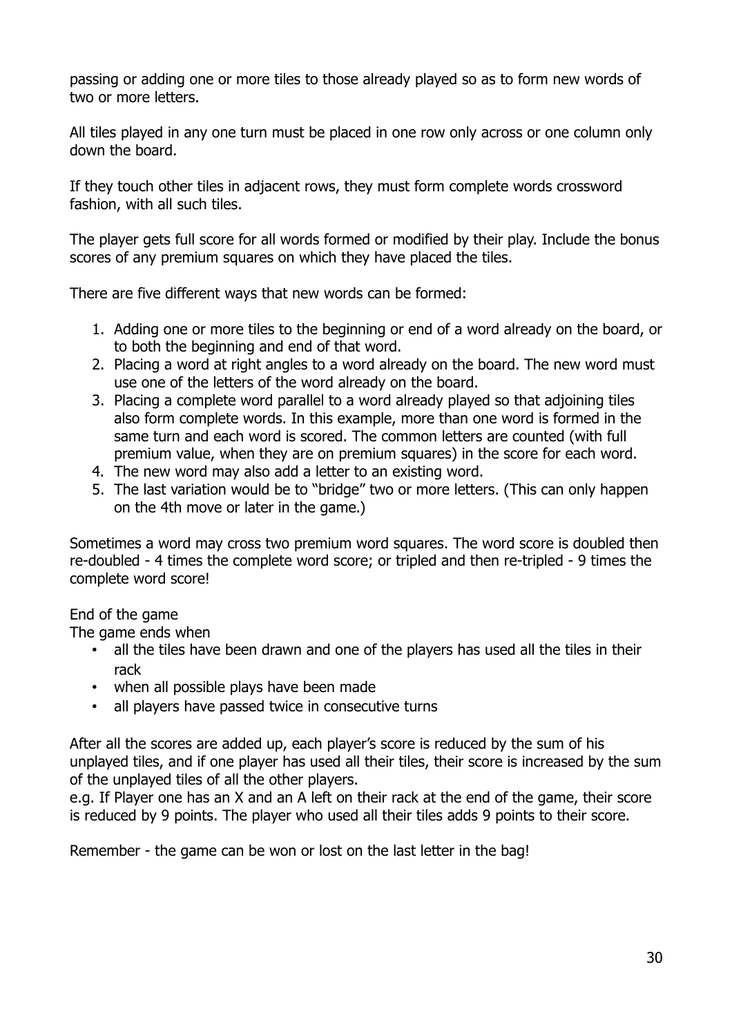passing or adding one or more tiles to those already played so as to form new words of two or more letters.

All tiles played in any one turn must be placed in one row only across or one column only down the board.

If they touch other tiles in adjacent rows, they must form complete words crossword fashion, with all such tiles.

The player gets full score for all words formed or modified by their play. Include the bonus scores of any premium squares on which they have placed the tiles.

There are five different ways that new words can be formed:

1. Adding one or more tiles to the beginning or end of a word already on the board, or to both the beginning and end of that word.
2. Placing a word at right angles to a word already on the board. The new word must use one of the letters of the word already on the board.
3. Placing a complete word parallel to a word already played so that adjoining tiles also form complete words. In this example, more than one word is formed in the same turn and each word is scored. The common letters are counted (with full premium value, when they are on premium squares) in the score for each word.
4. The new word may also add a letter to an existing word.
5. The last variation would be to "bridge" two or more letters. (This can only happen on the 4th move or later in the game.)

Sometimes a word may cross two premium word squares. The word score is doubled then re-doubled - 4 times the complete word score; or tripled and then re-tripled - 9 times the complete word score!

End of the game

The game ends when

- all the tiles have been drawn and one of the players has used all the tiles in their rack
- when all possible plays have been made
- all players have passed twice in consecutive turns

After all the scores are added up, each player's score is reduced by the sum of his unplayed tiles, and if one player has used all their tiles, their score is increased by the sum of the unplayed tiles of all the other players.
e.g. If Player one has an X and an A left on their rack at the end of the game, their score is reduced by 9 points. The player who used all their tiles adds 9 points to their score.

Remember - the game can be won or lost on the last letter in the bag!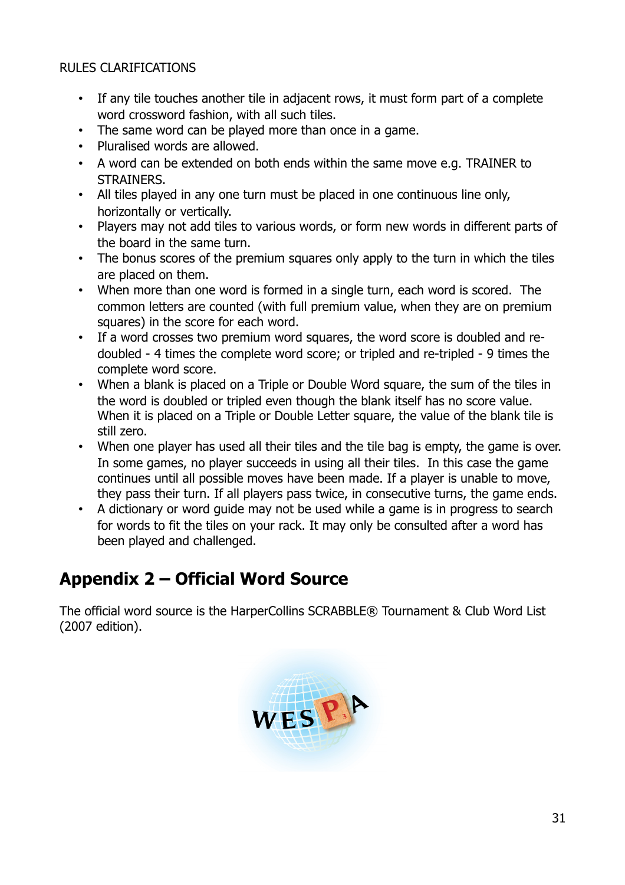RULES CLARIFICATIONS

- If any tile touches another tile in adjacent rows, it must form part of a complete word crossword fashion, with all such tiles.
- The same word can be played more than once in a game.
- Pluralised words are allowed.
- A word can be extended on both ends within the same move e.g. TRAINER to STRAINERS.
- All tiles played in any one turn must be placed in one continuous line only, horizontally or vertically.
- Players may not add tiles to various words, or form new words in different parts of the board in the same turn.
- The bonus scores of the premium squares only apply to the turn in which the tiles are placed on them.
- When more than one word is formed in a single turn, each word is scored. The common letters are counted (with full premium value, when they are on premium squares) in the score for each word.
- If a word crosses two premium word squares, the word score is doubled and re-doubled - 4 times the complete word score; or tripled and re-tripled - 9 times the complete word score.
- When a blank is placed on a Triple or Double Word square, the sum of the tiles in the word is doubled or tripled even though the blank itself has no score value. When it is placed on a Triple or Double Letter square, the value of the blank tile is still zero.
- When one player has used all their tiles and the tile bag is empty, the game is over. In some games, no player succeeds in using all their tiles. In this case the game continues until all possible moves have been made. If a player is unable to move, they pass their turn. If all players pass twice, in consecutive turns, the game ends.
- A dictionary or word guide may not be used while a game is in progress to search for words to fit the tiles on your rack. It may only be consulted after a word has been played and challenged.

## Appendix 2 – Official Word Source

The official word source is the HarperCollins SCRABBLE® Tournament & Club Word List (2007 edition).